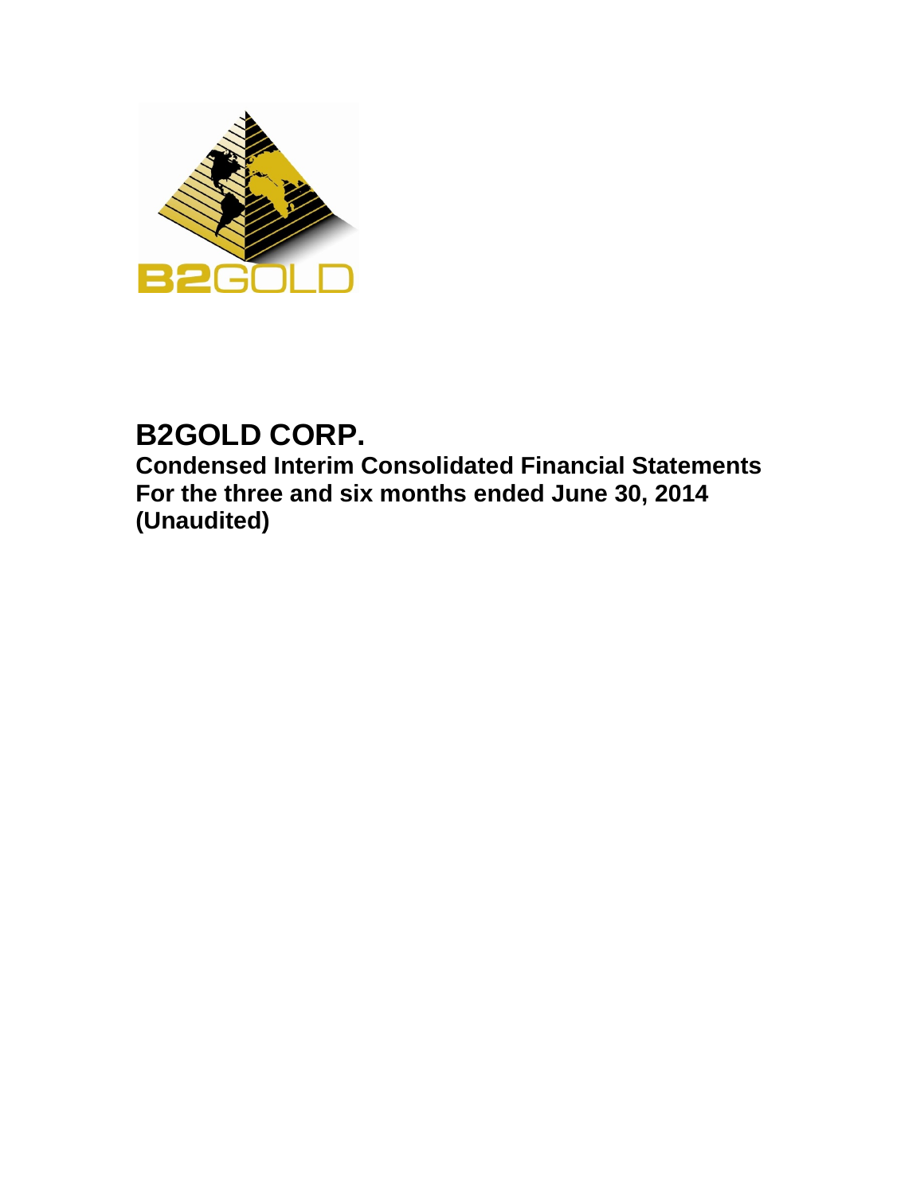B2GOLD

# B2GOLD CORP.

**Condensed Interim Consolidated Financial Statements**
**For the three and six months ended June 30, 2014**
**(Unaudited)**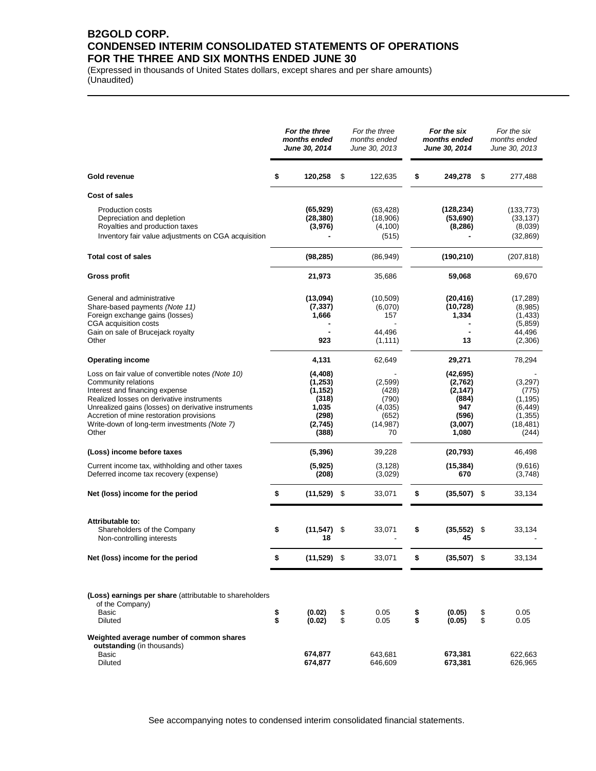# B2GOLD CORP.
# CONDENSED INTERIM CONSOLIDATED STATEMENTS OF OPERATIONS
# FOR THE THREE AND SIX MONTHS ENDED JUNE 30

(Expressed in thousands of United States dollars, except shares and per share amounts)
(Unaudited)

| | ***For the three months ended June 30, 2014*** | *For the three months ended June 30, 2013* | ***For the six months ended June 30, 2014*** | *For the six months ended June 30, 2013* |
|---|---|---|---|---|
| **Gold revenue** | **$ 120,258** | $ 122,635 | **$ 249,278** | $ 277,488 |
| **Cost of sales** | | | | |
| Production costs | **(65,929)** | (63,428) | **(128,234)** | (133,773) |
| Depreciation and depletion | **(28,380)** | (18,906) | **(53,690)** | (33,137) |
| Royalties and production taxes | **(3,976)** | (4,100) | **(8,286)** | (8,039) |
| Inventory fair value adjustments on CGA acquisition | **-** | (515) | **-** | (32,869) |
| **Total cost of sales** | **(98,285)** | (86,949) | **(190,210)** | (207,818) |
| **Gross profit** | **21,973** | 35,686 | **59,068** | 69,670 |
| General and administrative | **(13,094)** | (10,509) | **(20,416)** | (17,289) |
| Share-based payments *(Note 11)* | **(7,337)** | (6,070) | **(10,728)** | (8,985) |
| Foreign exchange gains (losses) | **1,666** | 157 | **1,334** | (1,433) |
| CGA acquisition costs | **-** | - | **-** | (5,859) |
| Gain on sale of Brucejack royalty | **-** | 44,496 | **-** | 44,496 |
| Other | **923** | (1,111) | **13** | (2,306) |
| **Operating income** | **4,131** | 62,649 | **29,271** | 78,294 |
| Loss on fair value of convertible notes *(Note 10)* | **(4,408)** | - | **(42,695)** | - |
| Community relations | **(1,253)** | (2,599) | **(2,762)** | (3,297) |
| Interest and financing expense | **(1,152)** | (428) | **(2,147)** | (775) |
| Realized losses on derivative instruments | **(318)** | (790) | **(884)** | (1,195) |
| Unrealized gains (losses) on derivative instruments | **1,035** | (4,035) | **947** | (6,449) |
| Accretion of mine restoration provisions | **(298)** | (652) | **(596)** | (1,355) |
| Write-down of long-term investments *(Note 7)* | **(2,745)** | (14,987) | **(3,007)** | (18,481) |
| Other | **(388)** | 70 | **1,080** | (244) |
| **(Loss) income before taxes** | **(5,396)** | 39,228 | **(20,793)** | 46,498 |
| Current income tax, withholding and other taxes | **(5,925)** | (3,128) | **(15,384)** | (9,616) |
| Deferred income tax recovery (expense) | **(208)** | (3,029) | **670** | (3,748) |
| **Net (loss) income for the period** | **$ (11,529)** | $ 33,071 | **$ (35,507)** | $ 33,134 |
| **Attributable to:** | | | | |
| Shareholders of the Company | **$ (11,547)** | $ 33,071 | **$ (35,552)** | $ 33,134 |
| Non-controlling interests | **18** | - | **45** | - |
| **Net (loss) income for the period** | **$ (11,529)** | $ 33,071 | **$ (35,507)** | $ 33,134 |
| **(Loss) earnings per share** (attributable to shareholders of the Company) | | | | |
| Basic | **$ (0.02)** | $ 0.05 | **$ (0.05)** | $ 0.05 |
| Diluted | **$ (0.02)** | $ 0.05 | **$ (0.05)** | $ 0.05 |
| **Weighted average number of common shares outstanding** (in thousands) | | | | |
| Basic | **674,877** | 643,681 | **673,381** | 622,663 |
| Diluted | **674,877** | 646,609 | **673,381** | 626,965 |

See accompanying notes to condensed interim consolidated financial statements.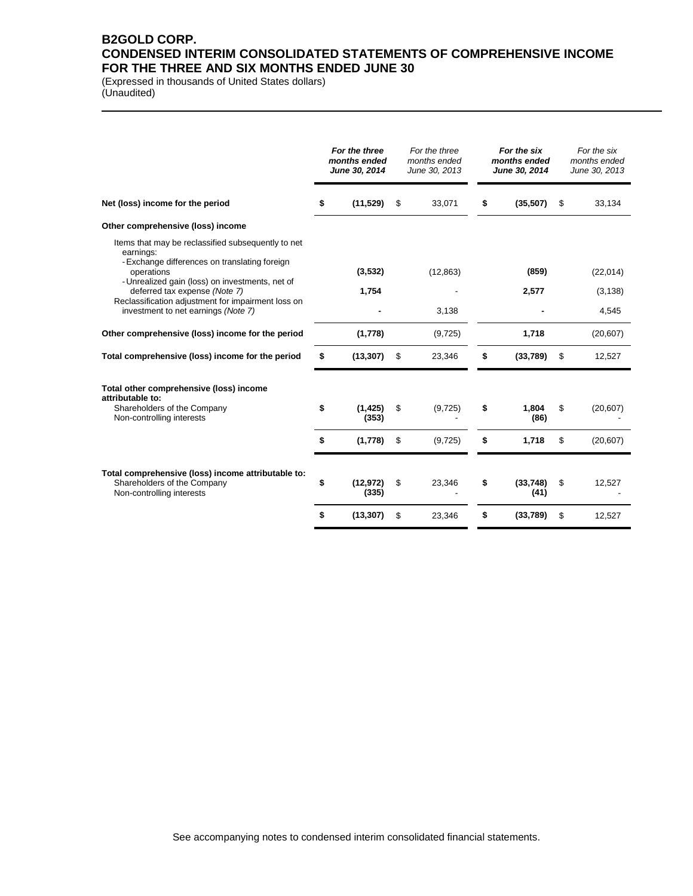# B2GOLD CORP.
## CONDENSED INTERIM CONSOLIDATED STATEMENTS OF COMPREHENSIVE INCOME
## FOR THE THREE AND SIX MONTHS ENDED JUNE 30

(Expressed in thousands of United States dollars)
(Unaudited)

| | ***For the three months ended June 30, 2014*** | *For the three months ended June 30, 2013* | ***For the six months ended June 30, 2014*** | *For the six months ended June 30, 2013* |
|---|---|---|---|---|
| **Net (loss) income for the period** | **$ (11,529)** | $ 33,071 | **$ (35,507)** | $ 33,134 |
| **Other comprehensive (loss) income** | | | | |
| Items that may be reclassified subsequently to net earnings: | | | | |
| - Exchange differences on translating foreign operations | **(3,532)** | (12,863) | **(859)** | (22,014) |
| - Unrealized gain (loss) on investments, net of deferred tax expense *(Note 7)* | **1,754** | - | **2,577** | (3,138) |
| Reclassification adjustment for impairment loss on investment to net earnings *(Note 7)* | **-** | 3,138 | **-** | 4,545 |
| **Other comprehensive (loss) income for the period** | **(1,778)** | (9,725) | **1,718** | (20,607) |
| **Total comprehensive (loss) income for the period** | **$ (13,307)** | $ 23,346 | **$ (33,789)** | $ 12,527 |
| **Total other comprehensive (loss) income attributable to:** | | | | |
| Shareholders of the Company | **$ (1,425)** | $ (9,725) | **$ 1,804** | $ (20,607) |
| Non-controlling interests | **(353)** | - | **(86)** | - |
| | **$ (1,778)** | $ (9,725) | **$ 1,718** | $ (20,607) |
| **Total comprehensive (loss) income attributable to:** | | | | |
| Shareholders of the Company | **$ (12,972)** | $ 23,346 | **$ (33,748)** | $ 12,527 |
| Non-controlling interests | **(335)** | - | **(41)** | - |
| | **$ (13,307)** | $ 23,346 | **$ (33,789)** | $ 12,527 |

See accompanying notes to condensed interim consolidated financial statements.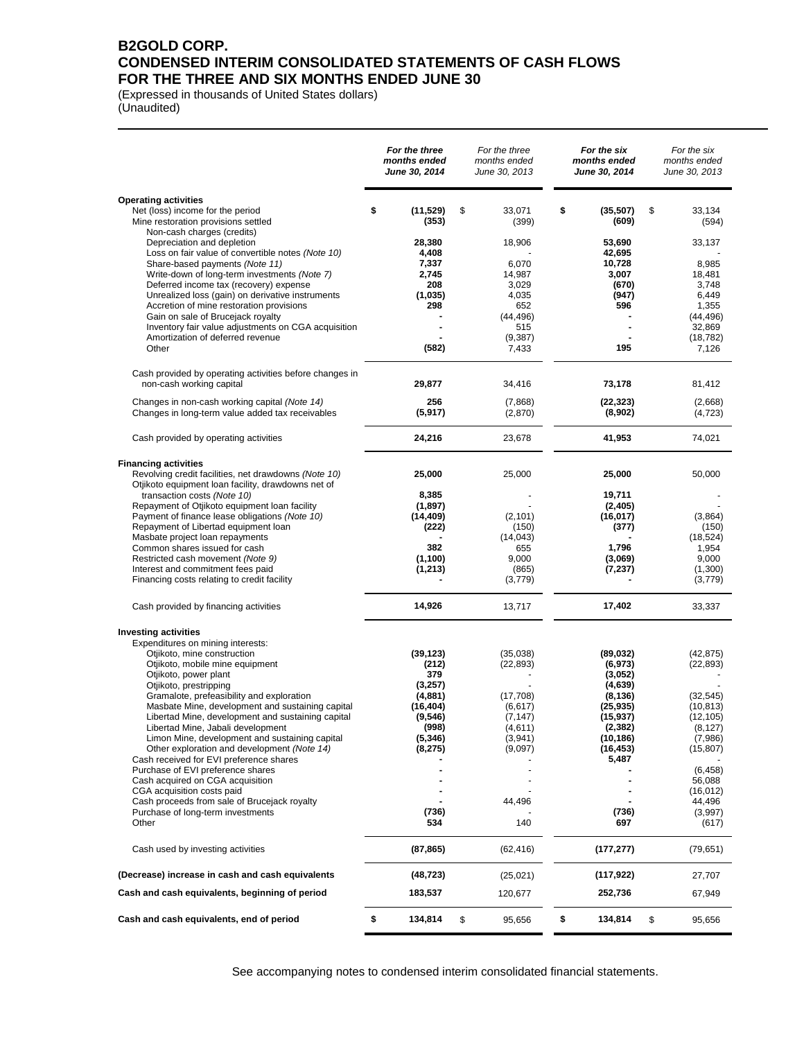# B2GOLD CORP.
# CONDENSED INTERIM CONSOLIDATED STATEMENTS OF CASH FLOWS
# FOR THE THREE AND SIX MONTHS ENDED JUNE 30

(Expressed in thousands of United States dollars)
(Unaudited)

| | ***For the three months ended June 30, 2014*** | *For the three months ended June 30, 2013* | ***For the six months ended June 30, 2014*** | *For the six months ended June 30, 2013* |
|---|---|---|---|---|
| **Operating activities** | | | | |
| Net (loss) income for the period | **$ (11,529)** | $ 33,071 | **$ (35,507)** | $ 33,134 |
| Mine restoration provisions settled | **(353)** | (399) | **(609)** | (594) |
| Non-cash charges (credits) | | | | |
| Depreciation and depletion | **28,380** | 18,906 | **53,690** | 33,137 |
| Loss on fair value of convertible notes *(Note 10)* | **4,408** | - | **42,695** | - |
| Share-based payments *(Note 11)* | **7,337** | 6,070 | **10,728** | 8,985 |
| Write-down of long-term investments *(Note 7)* | **2,745** | 14,987 | **3,007** | 18,481 |
| Deferred income tax (recovery) expense | **208** | 3,029 | **(670)** | 3,748 |
| Unrealized loss (gain) on derivative instruments | **(1,035)** | 4,035 | **(947)** | 6,449 |
| Accretion of mine restoration provisions | **298** | 652 | **596** | 1,355 |
| Gain on sale of Brucejack royalty | **-** | (44,496) | **-** | (44,496) |
| Inventory fair value adjustments on CGA acquisition | **-** | 515 | **-** | 32,869 |
| Amortization of deferred revenue | **-** | (9,387) | **-** | (18,782) |
| Other | **(582)** | 7,433 | **195** | 7,126 |
| Cash provided by operating activities before changes in non-cash working capital | **29,877** | 34,416 | **73,178** | 81,412 |
| Changes in non-cash working capital *(Note 14)* | **256** | (7,868) | **(22,323)** | (2,668) |
| Changes in long-term value added tax receivables | **(5,917)** | (2,870) | **(8,902)** | (4,723) |
| Cash provided by operating activities | **24,216** | 23,678 | **41,953** | 74,021 |
| **Financing activities** | | | | |
| Revolving credit facilities, net drawdowns *(Note 10)* | **25,000** | 25,000 | **25,000** | 50,000 |
| Otjikoto equipment loan facility, drawdowns net of transaction costs *(Note 10)* | **8,385** | - | **19,711** | - |
| Repayment of Otjikoto equipment loan facility | **(1,897)** | - | **(2,405)** | - |
| Payment of finance lease obligations *(Note 10)* | **(14,409)** | (2,101) | **(16,017)** | (3,864) |
| Repayment of Libertad equipment loan | **(222)** | (150) | **(377)** | (150) |
| Masbate project loan repayments | **-** | (14,043) | **-** | (18,524) |
| Common shares issued for cash | **382** | 655 | **1,796** | 1,954 |
| Restricted cash movement *(Note 9)* | **(1,100)** | 9,000 | **(3,069)** | 9,000 |
| Interest and commitment fees paid | **(1,213)** | (865) | **(7,237)** | (1,300) |
| Financing costs relating to credit facility | **-** | (3,779) | **-** | (3,779) |
| Cash provided by financing activities | **14,926** | 13,717 | **17,402** | 33,337 |
| **Investing activities** | | | | |
| Expenditures on mining interests: | | | | |
| Otjikoto, mine construction | **(39,123)** | (35,038) | **(89,032)** | (42,875) |
| Otjikoto, mobile mine equipment | **(212)** | (22,893) | **(6,973)** | (22,893) |
| Otjikoto, power plant | **379** | - | **(3,052)** | - |
| Otjikoto, prestripping | **(3,257)** | - | **(4,639)** | - |
| Gramalote, prefeasibility and exploration | **(4,881)** | (17,708) | **(8,136)** | (32,545) |
| Masbate Mine, development and sustaining capital | **(16,404)** | (6,617) | **(25,935)** | (10,813) |
| Libertad Mine, development and sustaining capital | **(9,546)** | (7,147) | **(15,937)** | (12,105) |
| Libertad Mine, Jabali development | **(998)** | (4,611) | **(2,382)** | (8,127) |
| Limon Mine, development and sustaining capital | **(5,346)** | (3,941) | **(10,186)** | (7,986) |
| Other exploration and development *(Note 14)* | **(8,275)** | (9,097) | **(16,453)** | (15,807) |
| Cash received for EVI preference shares | **-** | - | **5,487** | - |
| Purchase of EVI preference shares | **-** | - | **-** | (6,458) |
| Cash acquired on CGA acquisition | **-** | - | **-** | 56,088 |
| CGA acquisition costs paid | **-** | - | **-** | (16,012) |
| Cash proceeds from sale of Brucejack royalty | **-** | 44,496 | **-** | 44,496 |
| Purchase of long-term investments | **(736)** | - | **(736)** | (3,997) |
| Other | **534** | 140 | **697** | (617) |
| Cash used by investing activities | **(87,865)** | (62,416) | **(177,277)** | (79,651) |
| **(Decrease) increase in cash and cash equivalents** | **(48,723)** | (25,021) | **(117,922)** | 27,707 |
| **Cash and cash equivalents, beginning of period** | **183,537** | 120,677 | **252,736** | 67,949 |
| **Cash and cash equivalents, end of period** | **$ 134,814** | $ 95,656 | **$ 134,814** | $ 95,656 |

See accompanying notes to condensed interim consolidated financial statements.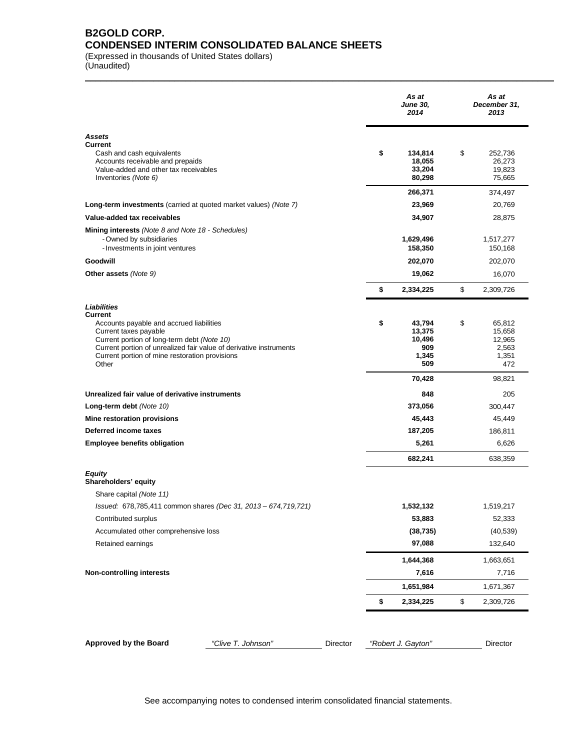# B2GOLD CORP.
## CONDENSED INTERIM CONSOLIDATED BALANCE SHEETS

(Expressed in thousands of United States dollars)
(Unaudited)

| | As at June 30, 2014 | As at December 31, 2013 |
|---|---|---|
| ***Assets*** | | |
| **Current** | | |
| Cash and cash equivalents | **$ 134,814** | $ 252,736 |
| Accounts receivable and prepaids | **18,055** | 26,273 |
| Value-added and other tax receivables | **33,204** | 19,823 |
| Inventories *(Note 6)* | **80,298** | 75,665 |
| | **266,371** | 374,497 |
| **Long-term investments** (carried at quoted market values) *(Note 7)* | **23,969** | 20,769 |
| **Value-added tax receivables** | **34,907** | 28,875 |
| **Mining interests** *(Note 8 and Note 18 - Schedules)* | | |
| - Owned by subsidiaries | **1,629,496** | 1,517,277 |
| - Investments in joint ventures | **158,350** | 150,168 |
| **Goodwill** | **202,070** | 202,070 |
| **Other assets** *(Note 9)* | **19,062** | 16,070 |
| | **$ 2,334,225** | $ 2,309,726 |
| ***Liabilities*** | | |
| **Current** | | |
| Accounts payable and accrued liabilities | **$ 43,794** | $ 65,812 |
| Current taxes payable | **13,375** | 15,658 |
| Current portion of long-term debt *(Note 10)* | **10,496** | 12,965 |
| Current portion of unrealized fair value of derivative instruments | **909** | 2,563 |
| Current portion of mine restoration provisions | **1,345** | 1,351 |
| Other | **509** | 472 |
| | **70,428** | 98,821 |
| **Unrealized fair value of derivative instruments** | **848** | 205 |
| **Long-term debt** *(Note 10)* | **373,056** | 300,447 |
| **Mine restoration provisions** | **45,443** | 45,449 |
| **Deferred income taxes** | **187,205** | 186,811 |
| **Employee benefits obligation** | **5,261** | 6,626 |
| | **682,241** | 638,359 |
| ***Equity*** | | |
| **Shareholders' equity** | | |
| Share capital *(Note 11)* | | |
| *Issued: 678,785,411 common shares (Dec 31, 2013 – 674,719,721)* | **1,532,132** | 1,519,217 |
| Contributed surplus | **53,883** | 52,333 |
| Accumulated other comprehensive loss | **(38,735)** | (40,539) |
| Retained earnings | **97,088** | 132,640 |
| | **1,644,368** | 1,663,651 |
| **Non-controlling interests** | **7,616** | 7,716 |
| | **1,651,984** | 1,671,367 |
| | **$ 2,334,225** | $ 2,309,726 |

**Approved by the Board** *"Clive T. Johnson"* Director *"Robert J. Gayton"* Director

See accompanying notes to condensed interim consolidated financial statements.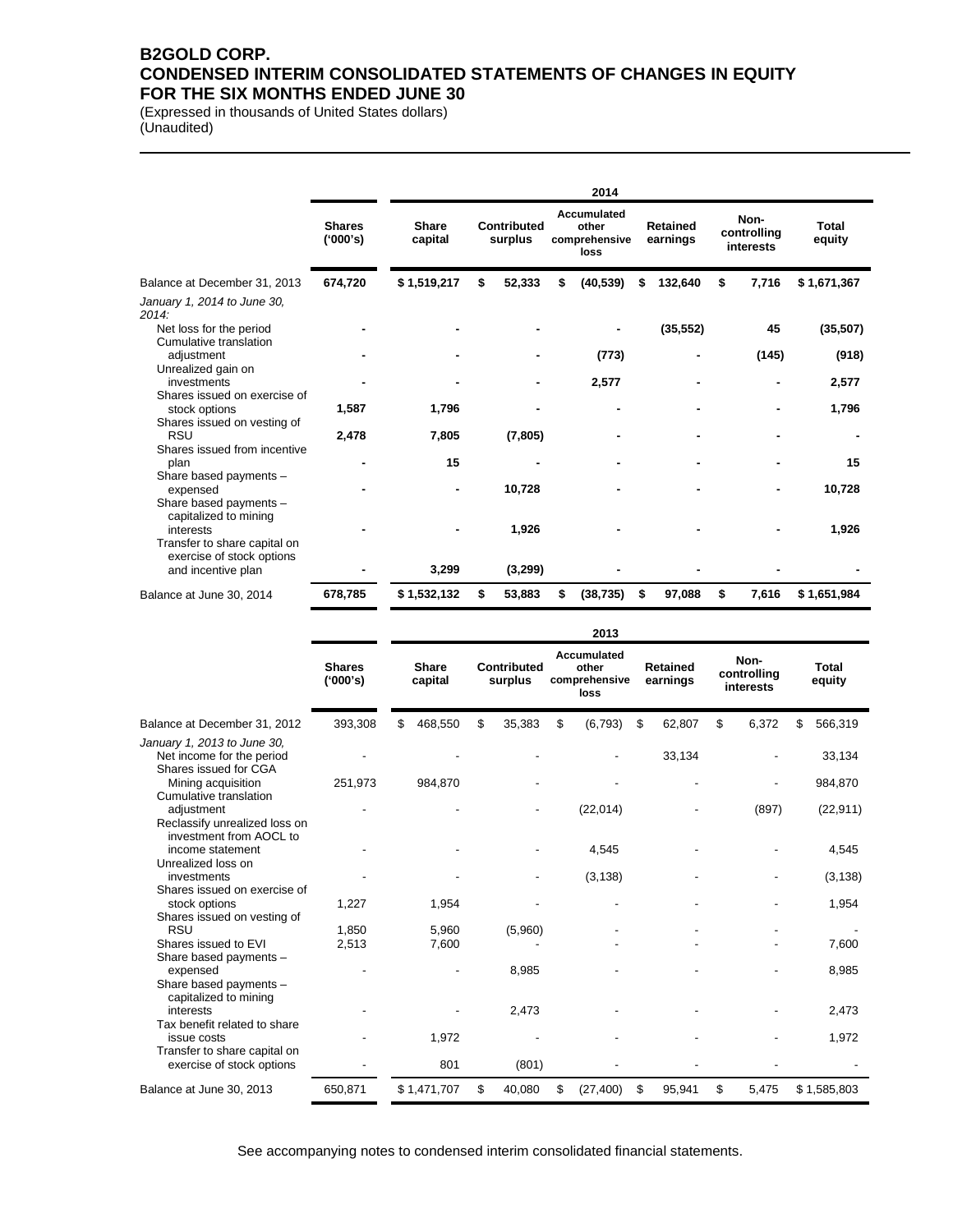# B2GOLD CORP.
# CONDENSED INTERIM CONSOLIDATED STATEMENTS OF CHANGES IN EQUITY
# FOR THE SIX MONTHS ENDED JUNE 30

(Expressed in thousands of United States dollars)
(Unaudited)

**2014**

| | Shares ('000's) | Share capital | Contributed surplus | Accumulated other comprehensive loss | Retained earnings | Non-controlling interests | Total equity |
|---|---|---|---|---|---|---|---|
| Balance at December 31, 2013 | **674,720** | **$ 1,519,217** | **$ 52,333** | **$ (40,539)** | **$ 132,640** | **$ 7,716** | **$ 1,671,367** |
| *January 1, 2014 to June 30, 2014:* | | | | | | | |
| Net loss for the period | - | - | - | - | (35,552) | 45 | (35,507) |
| Cumulative translation adjustment | - | - | - | (773) | - | (145) | (918) |
| Unrealized gain on investments | - | - | - | 2,577 | - | - | 2,577 |
| Shares issued on exercise of stock options | 1,587 | 1,796 | - | - | - | - | 1,796 |
| Shares issued on vesting of RSU | 2,478 | 7,805 | (7,805) | - | - | - | - |
| Shares issued from incentive plan | - | 15 | - | - | - | - | 15 |
| Share based payments – expensed | - | - | 10,728 | - | - | - | 10,728 |
| Share based payments – capitalized to mining interests | - | - | 1,926 | - | - | - | 1,926 |
| Transfer to share capital on exercise of stock options and incentive plan | - | 3,299 | (3,299) | - | - | - | - |
| Balance at June 30, 2014 | **678,785** | **$ 1,532,132** | **$ 53,883** | **$ (38,735)** | **$ 97,088** | **$ 7,616** | **$ 1,651,984** |

**2013**

| | Shares ('000's) | Share capital | Contributed surplus | Accumulated other comprehensive loss | Retained earnings | Non-controlling interests | Total equity |
|---|---|---|---|---|---|---|---|
| Balance at December 31, 2012 | 393,308 | $ 468,550 | $ 35,383 | $ (6,793) | $ 62,807 | $ 6,372 | $ 566,319 |
| *January 1, 2013 to June 30,* | | | | | | | |
| Net income for the period | - | - | - | - | 33,134 | - | 33,134 |
| Shares issued for CGA Mining acquisition | 251,973 | 984,870 | - | - | - | - | 984,870 |
| Cumulative translation adjustment | - | - | - | (22,014) | - | (897) | (22,911) |
| Reclassify unrealized loss on investment from AOCL to income statement | - | - | - | 4,545 | - | - | 4,545 |
| Unrealized loss on investments | - | - | - | (3,138) | - | - | (3,138) |
| Shares issued on exercise of stock options | 1,227 | 1,954 | - | - | - | - | 1,954 |
| Shares issued on vesting of RSU | 1,850 | 5,960 | (5,960) | - | - | - | - |
| Shares issued to EVI | 2,513 | 7,600 | - | - | - | - | 7,600 |
| Share based payments – expensed | - | - | 8,985 | - | - | - | 8,985 |
| Share based payments – capitalized to mining interests | - | - | 2,473 | - | - | - | 2,473 |
| Tax benefit related to share issue costs | - | 1,972 | - | - | - | - | 1,972 |
| Transfer to share capital on exercise of stock options | - | 801 | (801) | - | - | - | - |
| Balance at June 30, 2013 | 650,871 | $ 1,471,707 | $ 40,080 | $ (27,400) | $ 95,941 | $ 5,475 | $ 1,585,803 |

See accompanying notes to condensed interim consolidated financial statements.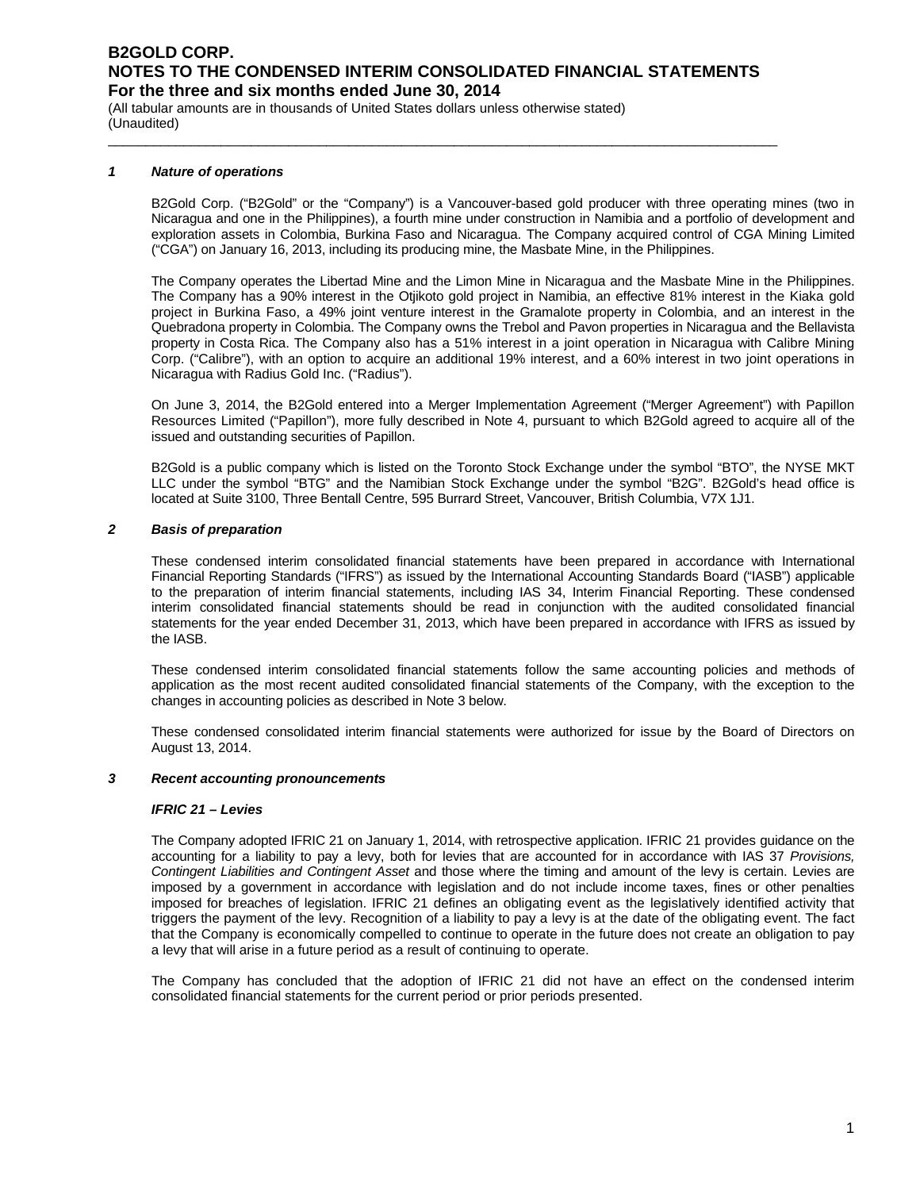# B2GOLD CORP.
## NOTES TO THE CONDENSED INTERIM CONSOLIDATED FINANCIAL STATEMENTS
### For the three and six months ended June 30, 2014

(All tabular amounts are in thousands of United States dollars unless otherwise stated)
(Unaudited)

### *1 Nature of operations*

B2Gold Corp. ("B2Gold" or the "Company") is a Vancouver-based gold producer with three operating mines (two in Nicaragua and one in the Philippines), a fourth mine under construction in Namibia and a portfolio of development and exploration assets in Colombia, Burkina Faso and Nicaragua. The Company acquired control of CGA Mining Limited ("CGA") on January 16, 2013, including its producing mine, the Masbate Mine, in the Philippines.

The Company operates the Libertad Mine and the Limon Mine in Nicaragua and the Masbate Mine in the Philippines. The Company has a 90% interest in the Otjikoto gold project in Namibia, an effective 81% interest in the Kiaka gold project in Burkina Faso, a 49% joint venture interest in the Gramalote property in Colombia, and an interest in the Quebradona property in Colombia. The Company owns the Trebol and Pavon properties in Nicaragua and the Bellavista property in Costa Rica. The Company also has a 51% interest in a joint operation in Nicaragua with Calibre Mining Corp. ("Calibre"), with an option to acquire an additional 19% interest, and a 60% interest in two joint operations in Nicaragua with Radius Gold Inc. ("Radius").

On June 3, 2014, the B2Gold entered into a Merger Implementation Agreement ("Merger Agreement") with Papillon Resources Limited ("Papillon"), more fully described in Note 4, pursuant to which B2Gold agreed to acquire all of the issued and outstanding securities of Papillon.

B2Gold is a public company which is listed on the Toronto Stock Exchange under the symbol "BTO", the NYSE MKT LLC under the symbol "BTG" and the Namibian Stock Exchange under the symbol "B2G". B2Gold's head office is located at Suite 3100, Three Bentall Centre, 595 Burrard Street, Vancouver, British Columbia, V7X 1J1.

### *2 Basis of preparation*

These condensed interim consolidated financial statements have been prepared in accordance with International Financial Reporting Standards ("IFRS") as issued by the International Accounting Standards Board ("IASB") applicable to the preparation of interim financial statements, including IAS 34, Interim Financial Reporting. These condensed interim consolidated financial statements should be read in conjunction with the audited consolidated financial statements for the year ended December 31, 2013, which have been prepared in accordance with IFRS as issued by the IASB.

These condensed interim consolidated financial statements follow the same accounting policies and methods of application as the most recent audited consolidated financial statements of the Company, with the exception to the changes in accounting policies as described in Note 3 below.

These condensed consolidated interim financial statements were authorized for issue by the Board of Directors on August 13, 2014.

### *3 Recent accounting pronouncements*

#### *IFRIC 21 – Levies*

The Company adopted IFRIC 21 on January 1, 2014, with retrospective application. IFRIC 21 provides guidance on the accounting for a liability to pay a levy, both for levies that are accounted for in accordance with IAS 37 *Provisions, Contingent Liabilities and Contingent Asset* and those where the timing and amount of the levy is certain. Levies are imposed by a government in accordance with legislation and do not include income taxes, fines or other penalties imposed for breaches of legislation. IFRIC 21 defines an obligating event as the legislatively identified activity that triggers the payment of the levy. Recognition of a liability to pay a levy is at the date of the obligating event. The fact that the Company is economically compelled to continue to operate in the future does not create an obligation to pay a levy that will arise in a future period as a result of continuing to operate.

The Company has concluded that the adoption of IFRIC 21 did not have an effect on the condensed interim consolidated financial statements for the current period or prior periods presented.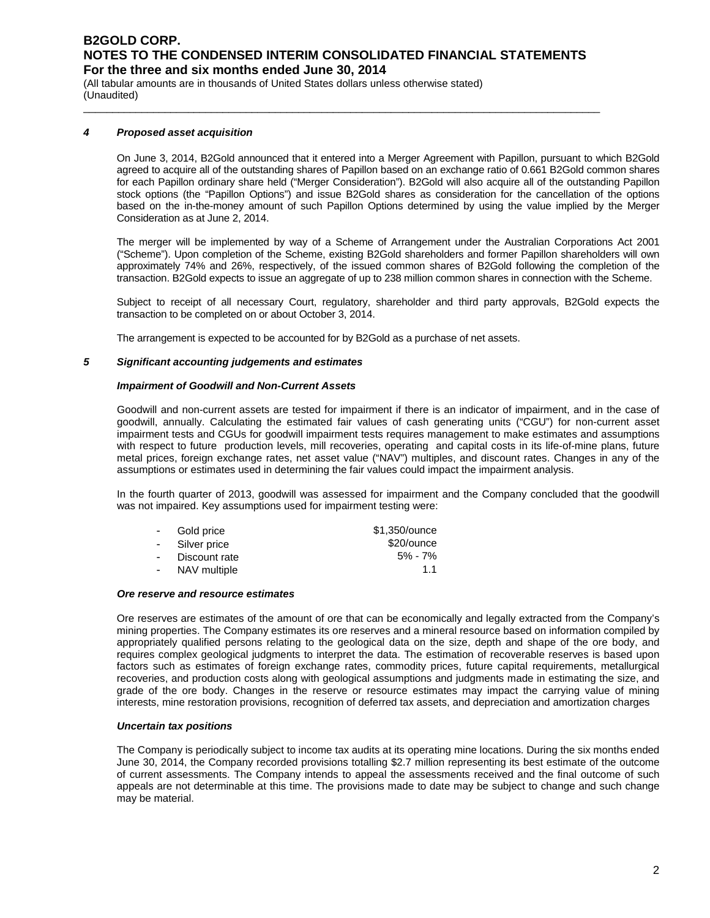#### *4 Proposed asset acquisition*

On June 3, 2014, B2Gold announced that it entered into a Merger Agreement with Papillon, pursuant to which B2Gold agreed to acquire all of the outstanding shares of Papillon based on an exchange ratio of 0.661 B2Gold common shares for each Papillon ordinary share held ("Merger Consideration"). B2Gold will also acquire all of the outstanding Papillon stock options (the "Papillon Options") and issue B2Gold shares as consideration for the cancellation of the options based on the in-the-money amount of such Papillon Options determined by using the value implied by the Merger Consideration as at June 2, 2014.

The merger will be implemented by way of a Scheme of Arrangement under the Australian Corporations Act 2001 ("Scheme"). Upon completion of the Scheme, existing B2Gold shareholders and former Papillon shareholders will own approximately 74% and 26%, respectively, of the issued common shares of B2Gold following the completion of the transaction. B2Gold expects to issue an aggregate of up to 238 million common shares in connection with the Scheme.

Subject to receipt of all necessary Court, regulatory, shareholder and third party approvals, B2Gold expects the transaction to be completed on or about October 3, 2014.

The arrangement is expected to be accounted for by B2Gold as a purchase of net assets.

#### *5 Significant accounting judgements and estimates*

***Impairment of Goodwill and Non-Current Assets***

Goodwill and non-current assets are tested for impairment if there is an indicator of impairment, and in the case of goodwill, annually. Calculating the estimated fair values of cash generating units ("CGU") for non-current asset impairment tests and CGUs for goodwill impairment tests requires management to make estimates and assumptions with respect to future production levels, mill recoveries, operating and capital costs in its life-of-mine plans, future metal prices, foreign exchange rates, net asset value ("NAV") multiples, and discount rates. Changes in any of the assumptions or estimates used in determining the fair values could impact the impairment analysis.

In the fourth quarter of 2013, goodwill was assessed for impairment and the Company concluded that the goodwill was not impaired. Key assumptions used for impairment testing were:

| | |
|---|---|
| - Gold price | \$1,350/ounce |
| - Silver price | \$20/ounce |
| - Discount rate | 5% - 7% |
| - NAV multiple | 1.1 |

***Ore reserve and resource estimates***

Ore reserves are estimates of the amount of ore that can be economically and legally extracted from the Company's mining properties. The Company estimates its ore reserves and a mineral resource based on information compiled by appropriately qualified persons relating to the geological data on the size, depth and shape of the ore body, and requires complex geological judgments to interpret the data. The estimation of recoverable reserves is based upon factors such as estimates of foreign exchange rates, commodity prices, future capital requirements, metallurgical recoveries, and production costs along with geological assumptions and judgments made in estimating the size, and grade of the ore body. Changes in the reserve or resource estimates may impact the carrying value of mining interests, mine restoration provisions, recognition of deferred tax assets, and depreciation and amortization charges

***Uncertain tax positions***

The Company is periodically subject to income tax audits at its operating mine locations. During the six months ended June 30, 2014, the Company recorded provisions totalling \$2.7 million representing its best estimate of the outcome of current assessments. The Company intends to appeal the assessments received and the final outcome of such appeals are not determinable at this time. The provisions made to date may be subject to change and such change may be material.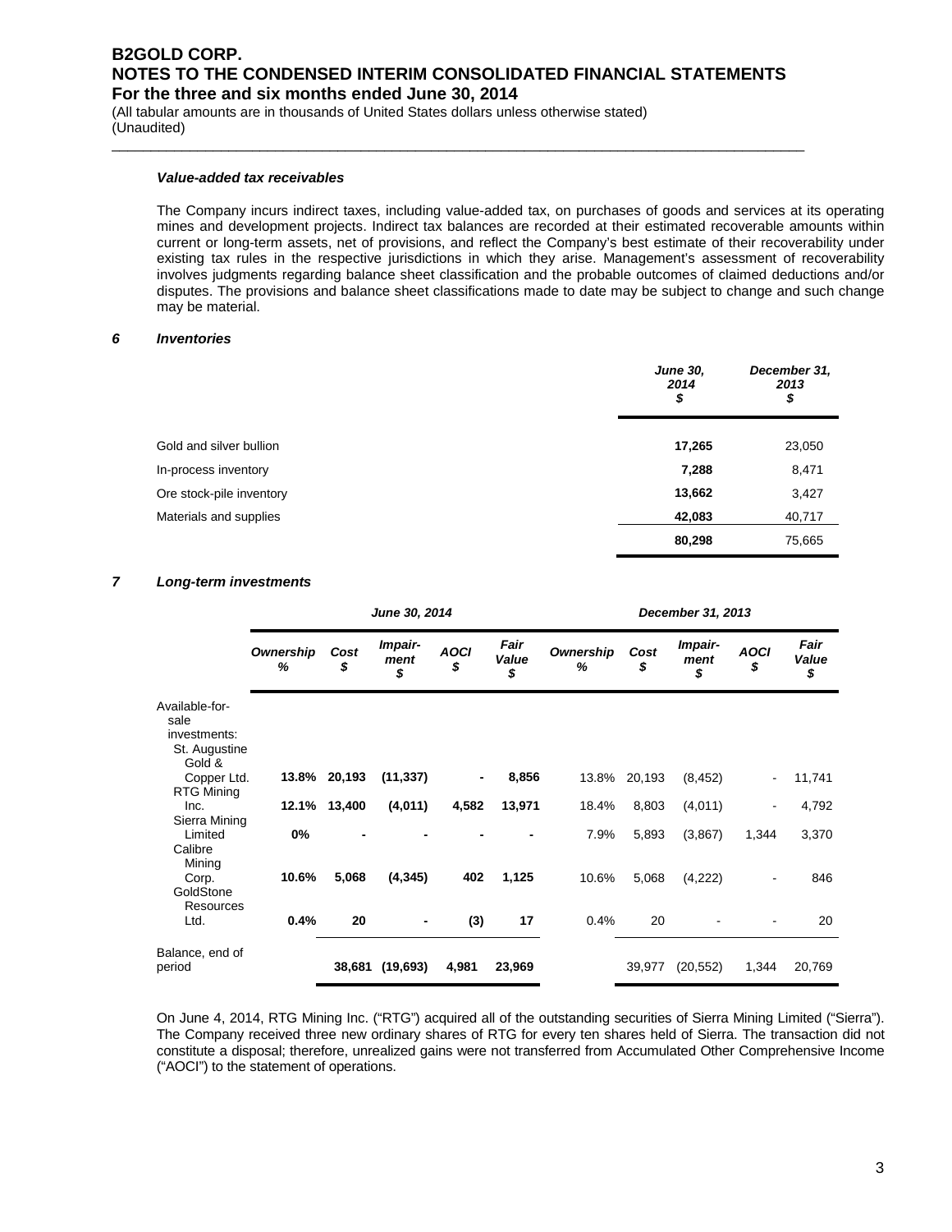***Value-added tax receivables***

The Company incurs indirect taxes, including value-added tax, on purchases of goods and services at its operating mines and development projects. Indirect tax balances are recorded at their estimated recoverable amounts within current or long-term assets, net of provisions, and reflect the Company's best estimate of their recoverability under existing tax rules in the respective jurisdictions in which they arise. Management's assessment of recoverability involves judgments regarding balance sheet classification and the probable outcomes of claimed deductions and/or disputes. The provisions and balance sheet classifications made to date may be subject to change and such change may be material.

## *6 Inventories*

| | *June 30, 2014 $* | *December 31, 2013 $* |
|---|---|---|
| Gold and silver bullion | **17,265** | 23,050 |
| In-process inventory | **7,288** | 8,471 |
| Ore stock-pile inventory | **13,662** | 3,427 |
| Materials and supplies | **42,083** | 40,717 |
| | **80,298** | 75,665 |

## *7 Long-term investments*

| | *June 30, 2014* | | | | | *December 31, 2013* | | | | |
|---|---|---|---|---|---|---|---|---|---|---|
| | *Ownership %* | *Cost $* | *Impair-ment $* | *AOCI $* | *Fair Value $* | *Ownership %* | *Cost $* | *Impair-ment $* | *AOCI $* | *Fair Value $* |
| Available-for-sale investments: | | | | | | | | | | |
| St. Augustine Gold & Copper Ltd. | **13.8%** | **20,193** | **(11,337)** | **-** | **8,856** | 13.8% | 20,193 | (8,452) | - | 11,741 |
| RTG Mining Inc. | **12.1%** | **13,400** | **(4,011)** | **4,582** | **13,971** | 18.4% | 8,803 | (4,011) | - | 4,792 |
| Sierra Mining Limited | **0%** | **-** | **-** | **-** | **-** | 7.9% | 5,893 | (3,867) | 1,344 | 3,370 |
| Calibre Mining Corp. | **10.6%** | **5,068** | **(4,345)** | **402** | **1,125** | 10.6% | 5,068 | (4,222) | - | 846 |
| GoldStone Resources Ltd. | **0.4%** | **20** | **-** | **(3)** | **17** | 0.4% | 20 | - | - | 20 |
| Balance, end of period | | **38,681** | **(19,693)** | **4,981** | **23,969** | | 39,977 | (20,552) | 1,344 | 20,769 |

On June 4, 2014, RTG Mining Inc. ("RTG") acquired all of the outstanding securities of Sierra Mining Limited ("Sierra"). The Company received three new ordinary shares of RTG for every ten shares held of Sierra. The transaction did not constitute a disposal; therefore, unrealized gains were not transferred from Accumulated Other Comprehensive Income ("AOCI") to the statement of operations.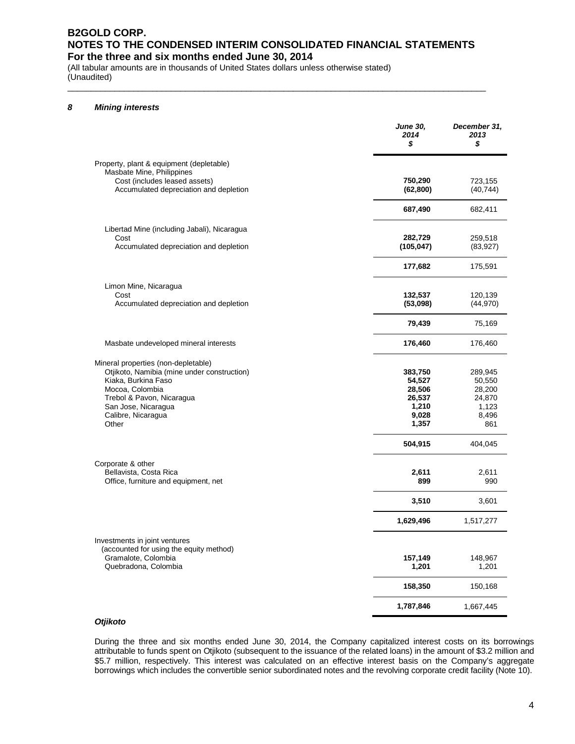## 8 *Mining interests*

| | *June 30, 2014* *$* | *December 31, 2013* *$* |
|---|---|---|
| Property, plant & equipment (depletable) | | |
| Masbate Mine, Philippines | | |
| Cost (includes leased assets) | **750,290** | 723,155 |
| Accumulated depreciation and depletion | **(62,800)** | (40,744) |
| | **687,490** | 682,411 |
| Libertad Mine (including Jabali), Nicaragua | | |
| Cost | **282,729** | 259,518 |
| Accumulated depreciation and depletion | **(105,047)** | (83,927) |
| | **177,682** | 175,591 |
| Limon Mine, Nicaragua | | |
| Cost | **132,537** | 120,139 |
| Accumulated depreciation and depletion | **(53,098)** | (44,970) |
| | **79,439** | 75,169 |
| Masbate undeveloped mineral interests | **176,460** | 176,460 |
| Mineral properties (non-depletable) | | |
| Otjikoto, Namibia (mine under construction) | **383,750** | 289,945 |
| Kiaka, Burkina Faso | **54,527** | 50,550 |
| Mocoa, Colombia | **28,506** | 28,200 |
| Trebol & Pavon, Nicaragua | **26,537** | 24,870 |
| San Jose, Nicaragua | **1,210** | 1,123 |
| Calibre, Nicaragua | **9,028** | 8,496 |
| Other | **1,357** | 861 |
| | **504,915** | 404,045 |
| Corporate & other | | |
| Bellavista, Costa Rica | **2,611** | 2,611 |
| Office, furniture and equipment, net | **899** | 990 |
| | **3,510** | 3,601 |
| | **1,629,496** | 1,517,277 |
| Investments in joint ventures (accounted for using the equity method) | | |
| Gramalote, Colombia | **157,149** | 148,967 |
| Quebradona, Colombia | **1,201** | 1,201 |
| | **158,350** | 150,168 |
| | **1,787,846** | 1,667,445 |

### *Otjikoto*

During the three and six months ended June 30, 2014, the Company capitalized interest costs on its borrowings attributable to funds spent on Otjikoto (subsequent to the issuance of the related loans) in the amount of $3.2 million and $5.7 million, respectively. This interest was calculated on an effective interest basis on the Company's aggregate borrowings which includes the convertible senior subordinated notes and the revolving corporate credit facility (Note 10).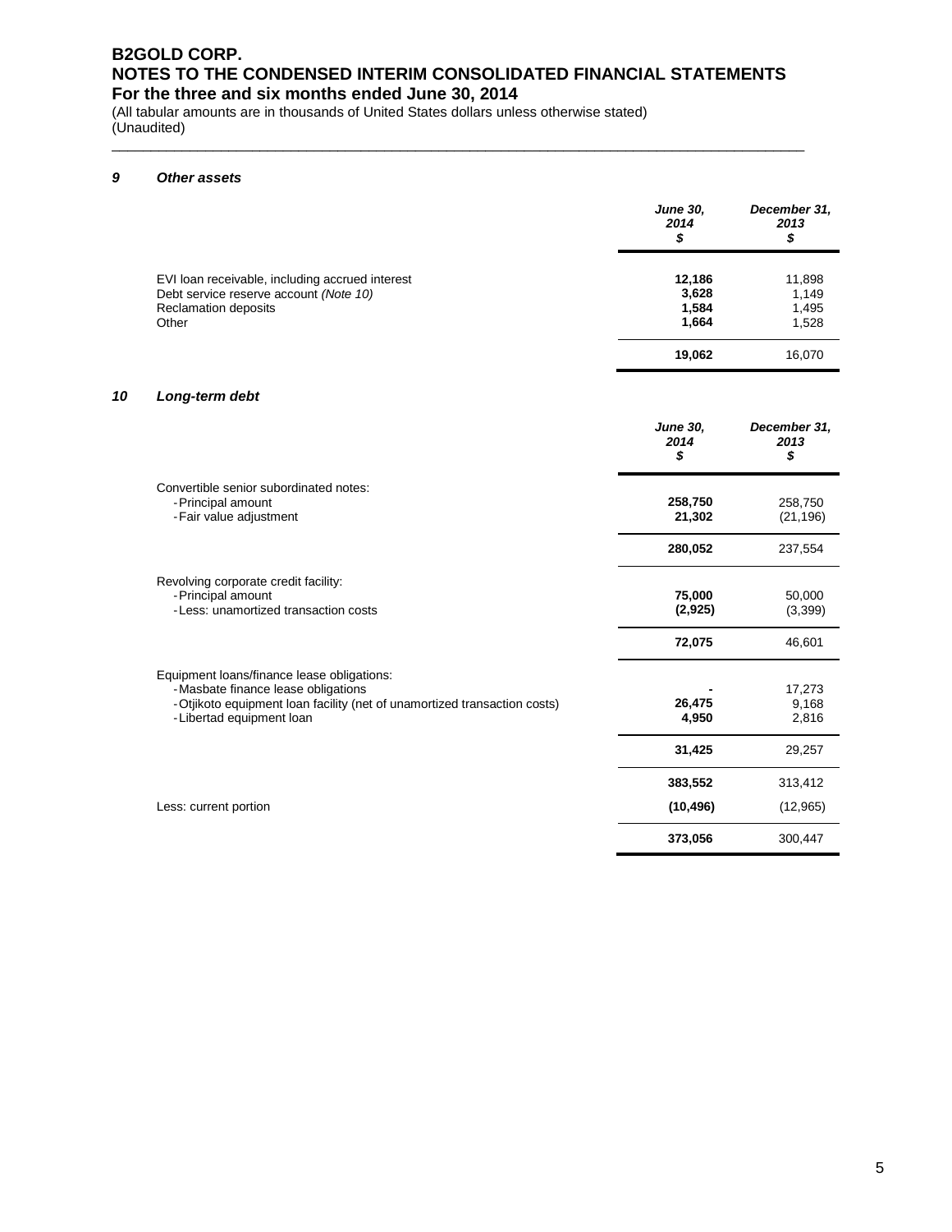# B2GOLD CORP.
# NOTES TO THE CONDENSED INTERIM CONSOLIDATED FINANCIAL STATEMENTS
## For the three and six months ended June 30, 2014

(All tabular amounts are in thousands of United States dollars unless otherwise stated)
(Unaudited)

### 9 *Other assets*

| | *June 30, 2014 $* | *December 31, 2013 $* |
|---|---|---|
| EVI loan receivable, including accrued interest | **12,186** | 11,898 |
| Debt service reserve account *(Note 10)* | **3,628** | 1,149 |
| Reclamation deposits | **1,584** | 1,495 |
| Other | **1,664** | 1,528 |
| | **19,062** | 16,070 |

### 10 *Long-term debt*

| | *June 30, 2014 $* | *December 31, 2013 $* |
|---|---|---|
| Convertible senior subordinated notes: | | |
| - Principal amount | **258,750** | 258,750 |
| - Fair value adjustment | **21,302** | (21,196) |
| | **280,052** | 237,554 |
| Revolving corporate credit facility: | | |
| - Principal amount | **75,000** | 50,000 |
| - Less: unamortized transaction costs | **(2,925)** | (3,399) |
| | **72,075** | 46,601 |
| Equipment loans/finance lease obligations: | | |
| - Masbate finance lease obligations | **-** | 17,273 |
| - Otjikoto equipment loan facility (net of unamortized transaction costs) | **26,475** | 9,168 |
| - Libertad equipment loan | **4,950** | 2,816 |
| | **31,425** | 29,257 |
| | **383,552** | 313,412 |
| Less: current portion | **(10,496)** | (12,965) |
| | **373,056** | 300,447 |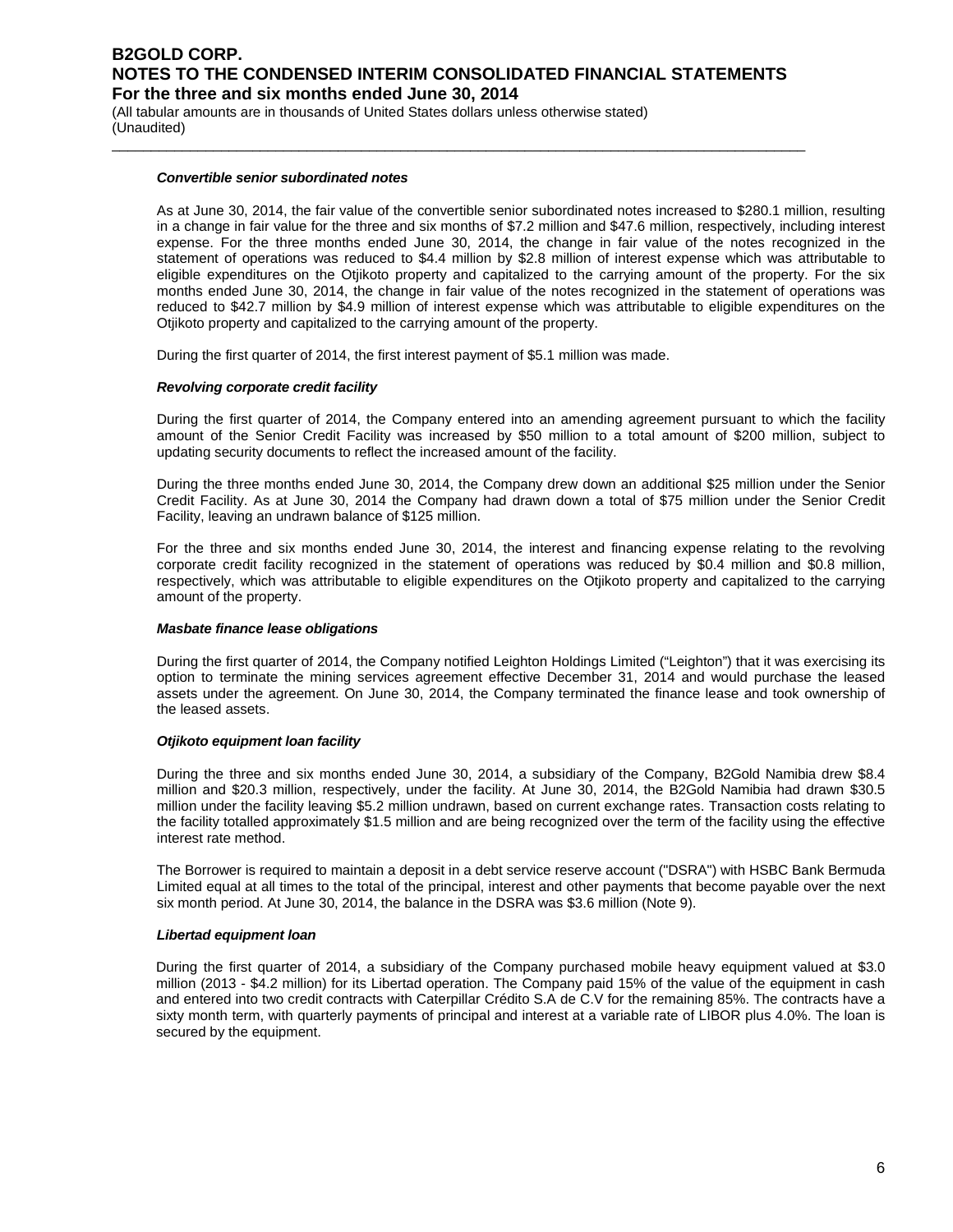***Convertible senior subordinated notes***

As at June 30, 2014, the fair value of the convertible senior subordinated notes increased to $280.1 million, resulting in a change in fair value for the three and six months of $7.2 million and $47.6 million, respectively, including interest expense. For the three months ended June 30, 2014, the change in fair value of the notes recognized in the statement of operations was reduced to $4.4 million by $2.8 million of interest expense which was attributable to eligible expenditures on the Otjikoto property and capitalized to the carrying amount of the property. For the six months ended June 30, 2014, the change in fair value of the notes recognized in the statement of operations was reduced to $42.7 million by $4.9 million of interest expense which was attributable to eligible expenditures on the Otjikoto property and capitalized to the carrying amount of the property.

During the first quarter of 2014, the first interest payment of $5.1 million was made.

***Revolving corporate credit facility***

During the first quarter of 2014, the Company entered into an amending agreement pursuant to which the facility amount of the Senior Credit Facility was increased by $50 million to a total amount of $200 million, subject to updating security documents to reflect the increased amount of the facility.

During the three months ended June 30, 2014, the Company drew down an additional $25 million under the Senior Credit Facility. As at June 30, 2014 the Company had drawn down a total of $75 million under the Senior Credit Facility, leaving an undrawn balance of $125 million.

For the three and six months ended June 30, 2014, the interest and financing expense relating to the revolving corporate credit facility recognized in the statement of operations was reduced by $0.4 million and $0.8 million, respectively, which was attributable to eligible expenditures on the Otjikoto property and capitalized to the carrying amount of the property.

***Masbate finance lease obligations***

During the first quarter of 2014, the Company notified Leighton Holdings Limited ("Leighton") that it was exercising its option to terminate the mining services agreement effective December 31, 2014 and would purchase the leased assets under the agreement. On June 30, 2014, the Company terminated the finance lease and took ownership of the leased assets.

***Otjikoto equipment loan facility***

During the three and six months ended June 30, 2014, a subsidiary of the Company, B2Gold Namibia drew $8.4 million and $20.3 million, respectively, under the facility. At June 30, 2014, the B2Gold Namibia had drawn $30.5 million under the facility leaving $5.2 million undrawn, based on current exchange rates. Transaction costs relating to the facility totalled approximately $1.5 million and are being recognized over the term of the facility using the effective interest rate method.

The Borrower is required to maintain a deposit in a debt service reserve account ("DSRA") with HSBC Bank Bermuda Limited equal at all times to the total of the principal, interest and other payments that become payable over the next six month period. At June 30, 2014, the balance in the DSRA was $3.6 million (Note 9).

***Libertad equipment loan***

During the first quarter of 2014, a subsidiary of the Company purchased mobile heavy equipment valued at $3.0 million (2013 - $4.2 million) for its Libertad operation. The Company paid 15% of the value of the equipment in cash and entered into two credit contracts with Caterpillar Crédito S.A de C.V for the remaining 85%. The contracts have a sixty month term, with quarterly payments of principal and interest at a variable rate of LIBOR plus 4.0%. The loan is secured by the equipment.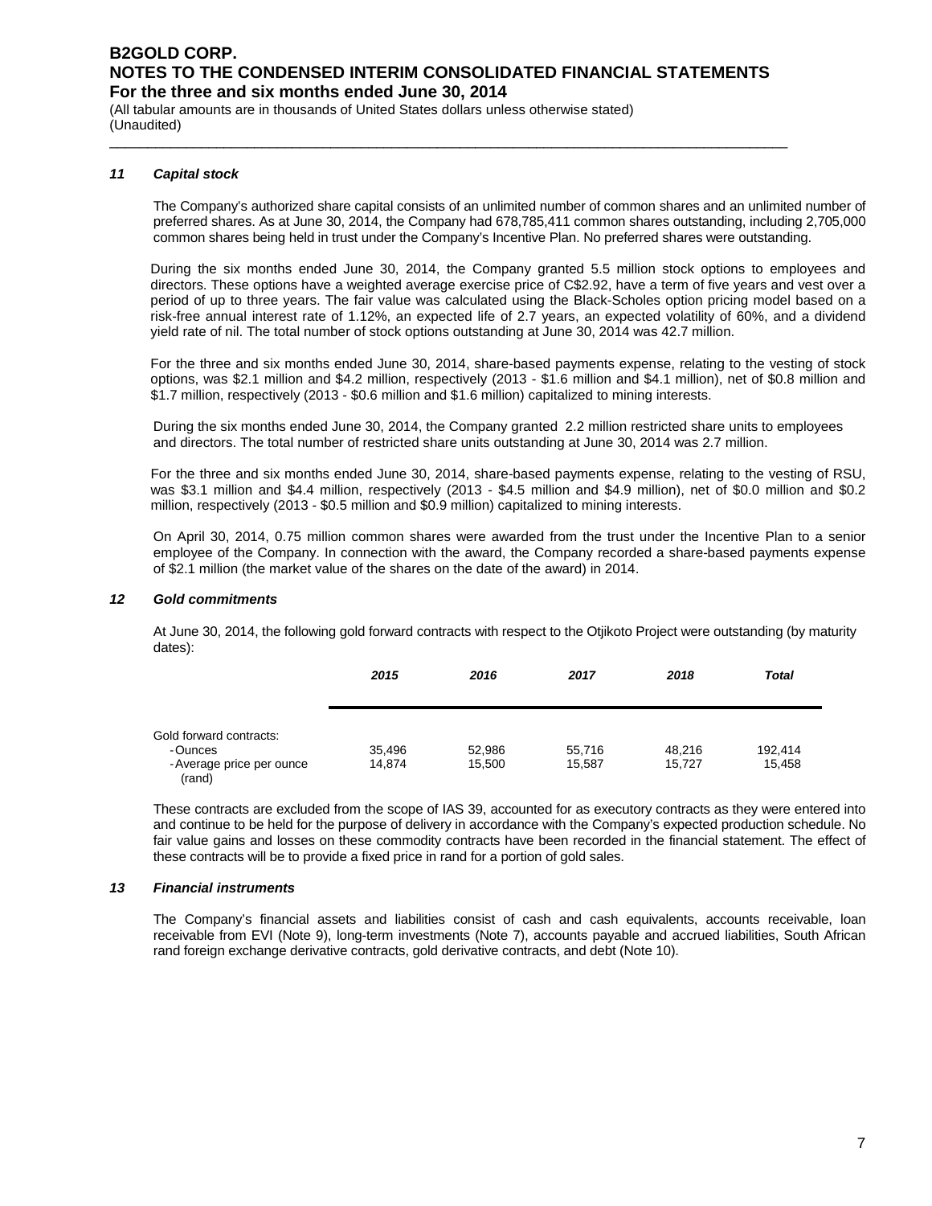### 11 Capital stock

The Company's authorized share capital consists of an unlimited number of common shares and an unlimited number of preferred shares. As at June 30, 2014, the Company had 678,785,411 common shares outstanding, including 2,705,000 common shares being held in trust under the Company's Incentive Plan. No preferred shares were outstanding.

During the six months ended June 30, 2014, the Company granted 5.5 million stock options to employees and directors. These options have a weighted average exercise price of C$2.92, have a term of five years and vest over a period of up to three years. The fair value was calculated using the Black-Scholes option pricing model based on a risk-free annual interest rate of 1.12%, an expected life of 2.7 years, an expected volatility of 60%, and a dividend yield rate of nil. The total number of stock options outstanding at June 30, 2014 was 42.7 million.

For the three and six months ended June 30, 2014, share-based payments expense, relating to the vesting of stock options, was $2.1 million and $4.2 million, respectively (2013 - $1.6 million and $4.1 million), net of $0.8 million and $1.7 million, respectively (2013 - $0.6 million and $1.6 million) capitalized to mining interests.

During the six months ended June 30, 2014, the Company granted 2.2 million restricted share units to employees and directors. The total number of restricted share units outstanding at June 30, 2014 was 2.7 million.

For the three and six months ended June 30, 2014, share-based payments expense, relating to the vesting of RSU, was $3.1 million and $4.4 million, respectively (2013 - $4.5 million and $4.9 million), net of $0.0 million and $0.2 million, respectively (2013 - $0.5 million and $0.9 million) capitalized to mining interests.

On April 30, 2014, 0.75 million common shares were awarded from the trust under the Incentive Plan to a senior employee of the Company. In connection with the award, the Company recorded a share-based payments expense of $2.1 million (the market value of the shares on the date of the award) in 2014.

### 12 Gold commitments

At June 30, 2014, the following gold forward contracts with respect to the Otjikoto Project were outstanding (by maturity dates):

| | *2015* | *2016* | *2017* | *2018* | *Total* |
|---|---|---|---|---|---|
| Gold forward contracts: | | | | | |
| - Ounces | 35,496 | 52,986 | 55,716 | 48,216 | 192,414 |
| - Average price per ounce (rand) | 14,874 | 15,500 | 15,587 | 15,727 | 15,458 |

These contracts are excluded from the scope of IAS 39, accounted for as executory contracts as they were entered into and continue to be held for the purpose of delivery in accordance with the Company's expected production schedule. No fair value gains and losses on these commodity contracts have been recorded in the financial statement. The effect of these contracts will be to provide a fixed price in rand for a portion of gold sales.

### 13 Financial instruments

The Company's financial assets and liabilities consist of cash and cash equivalents, accounts receivable, loan receivable from EVI (Note 9), long-term investments (Note 7), accounts payable and accrued liabilities, South African rand foreign exchange derivative contracts, gold derivative contracts, and debt (Note 10).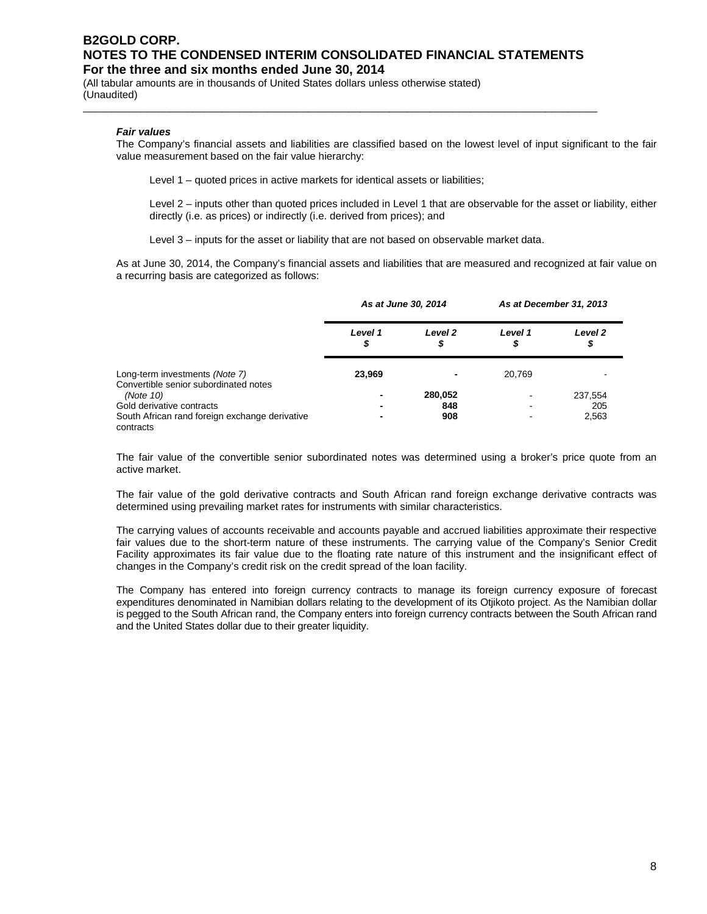***Fair values***

The Company's financial assets and liabilities are classified based on the lowest level of input significant to the fair value measurement based on the fair value hierarchy:

Level 1 – quoted prices in active markets for identical assets or liabilities;

Level 2 – inputs other than quoted prices included in Level 1 that are observable for the asset or liability, either directly (i.e. as prices) or indirectly (i.e. derived from prices); and

Level 3 – inputs for the asset or liability that are not based on observable market data.

As at June 30, 2014, the Company's financial assets and liabilities that are measured and recognized at fair value on a recurring basis are categorized as follows:

| | *As at June 30, 2014* | | *As at December 31, 2013* | |
|---|---|---|---|---|
| | *Level 1* *$* | *Level 2* *$* | *Level 1* *$* | *Level 2* *$* |
| Long-term investments *(Note 7)* | **23,969** | **-** | 20,769 | - |
| Convertible senior subordinated notes *(Note 10)* | **-** | **280,052** | - | 237,554 |
| Gold derivative contracts | **-** | **848** | - | 205 |
| South African rand foreign exchange derivative contracts | **-** | **908** | - | 2,563 |

The fair value of the convertible senior subordinated notes was determined using a broker's price quote from an active market.

The fair value of the gold derivative contracts and South African rand foreign exchange derivative contracts was determined using prevailing market rates for instruments with similar characteristics.

The carrying values of accounts receivable and accounts payable and accrued liabilities approximate their respective fair values due to the short-term nature of these instruments. The carrying value of the Company's Senior Credit Facility approximates its fair value due to the floating rate nature of this instrument and the insignificant effect of changes in the Company's credit risk on the credit spread of the loan facility.

The Company has entered into foreign currency contracts to manage its foreign currency exposure of forecast expenditures denominated in Namibian dollars relating to the development of its Otjikoto project. As the Namibian dollar is pegged to the South African rand, the Company enters into foreign currency contracts between the South African rand and the United States dollar due to their greater liquidity.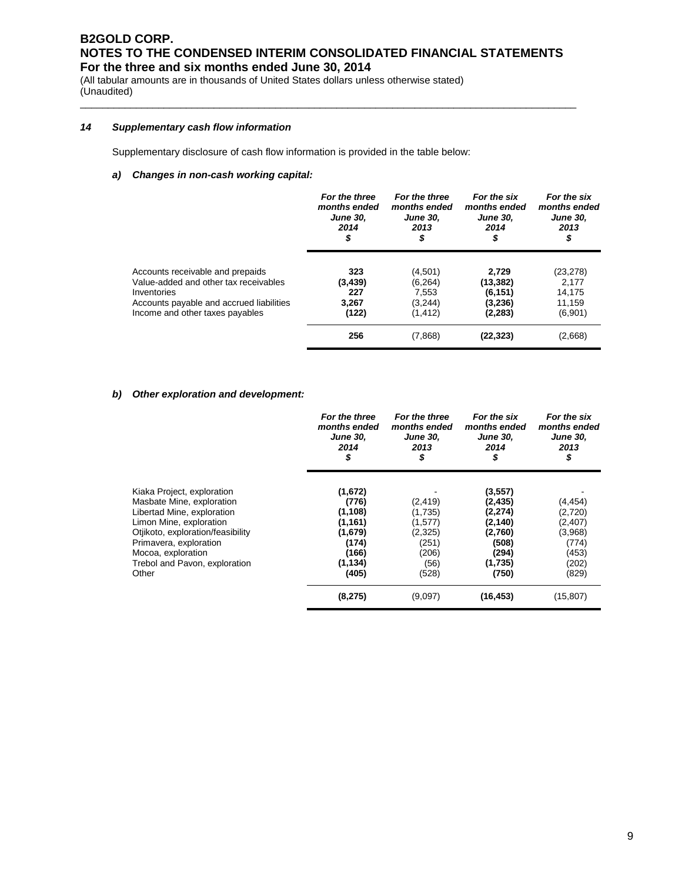### 14 Supplementary cash flow information

Supplementary disclosure of cash flow information is provided in the table below:

#### a) Changes in non-cash working capital:

| | For the three months ended June 30, 2014 $ | For the three months ended June 30, 2013 $ | For the six months ended June 30, 2014 $ | For the six months ended June 30, 2013 $ |
|---|---|---|---|---|
| Accounts receivable and prepaids | **323** | (4,501) | **2,729** | (23,278) |
| Value-added and other tax receivables | **(3,439)** | (6,264) | **(13,382)** | 2,177 |
| Inventories | **227** | 7,553 | **(6,151)** | 14,175 |
| Accounts payable and accrued liabilities | **3,267** | (3,244) | **(3,236)** | 11,159 |
| Income and other taxes payables | **(122)** | (1,412) | **(2,283)** | (6,901) |
| | **256** | (7,868) | **(22,323)** | (2,668) |

#### b) Other exploration and development:

| | For the three months ended June 30, 2014 $ | For the three months ended June 30, 2013 $ | For the six months ended June 30, 2014 $ | For the six months ended June 30, 2013 $ |
|---|---|---|---|---|
| Kiaka Project, exploration | **(1,672)** | - | **(3,557)** | - |
| Masbate Mine, exploration | **(776)** | (2,419) | **(2,435)** | (4,454) |
| Libertad Mine, exploration | **(1,108)** | (1,735) | **(2,274)** | (2,720) |
| Limon Mine, exploration | **(1,161)** | (1,577) | **(2,140)** | (2,407) |
| Otjikoto, exploration/feasibility | **(1,679)** | (2,325) | **(2,760)** | (3,968) |
| Primavera, exploration | **(174)** | (251) | **(508)** | (774) |
| Mocoa, exploration | **(166)** | (206) | **(294)** | (453) |
| Trebol and Pavon, exploration | **(1,134)** | (56) | **(1,735)** | (202) |
| Other | **(405)** | (528) | **(750)** | (829) |
| | **(8,275)** | (9,097) | **(16,453)** | (15,807) |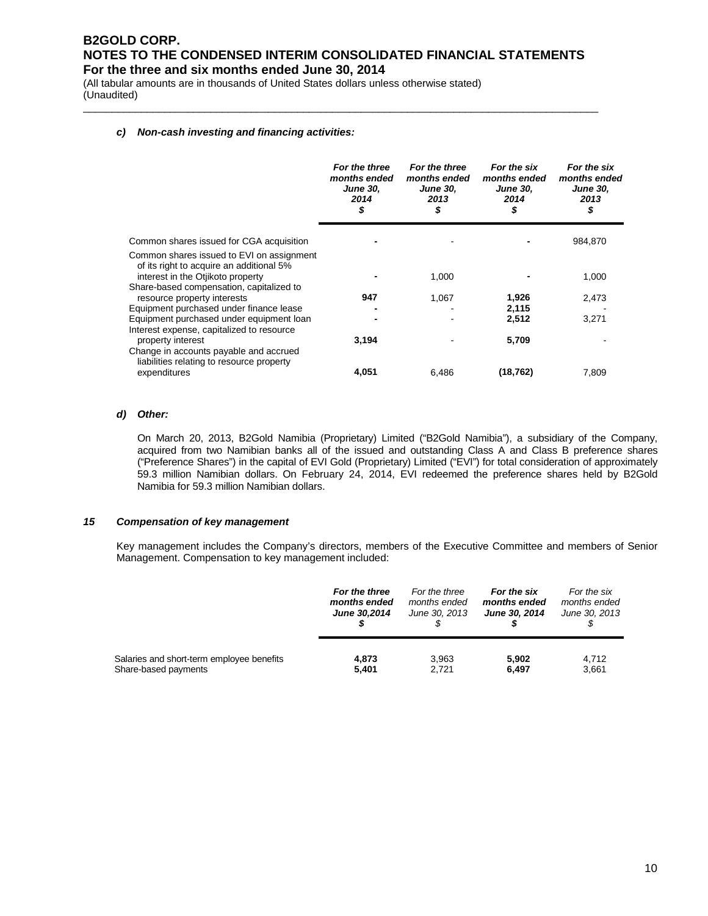#### c) *Non-cash investing and financing activities:*

| | ***For the three months ended June 30, 2014 $*** | ***For the three months ended June 30, 2013 $*** | ***For the six months ended June 30, 2014 $*** | ***For the six months ended June 30, 2013 $*** |
|---|---|---|---|---|
| Common shares issued for CGA acquisition | **-** | - | **-** | 984,870 |
| Common shares issued to EVI on assignment of its right to acquire an additional 5% interest in the Otjikoto property | **-** | 1,000 | **-** | 1,000 |
| Share-based compensation, capitalized to resource property interests | **947** | 1,067 | **1,926** | 2,473 |
| Equipment purchased under finance lease | **-** | - | **2,115** | - |
| Equipment purchased under equipment loan | **-** | - | **2,512** | 3,271 |
| Interest expense, capitalized to resource property interest | **3,194** | - | **5,709** | - |
| Change in accounts payable and accrued liabilities relating to resource property expenditures | **4,051** | 6,486 | **(18,762)** | 7,809 |

#### d) *Other:*

On March 20, 2013, B2Gold Namibia (Proprietary) Limited ("B2Gold Namibia"), a subsidiary of the Company, acquired from two Namibian banks all of the issued and outstanding Class A and Class B preference shares ("Preference Shares") in the capital of EVI Gold (Proprietary) Limited ("EVI") for total consideration of approximately 59.3 million Namibian dollars. On February 24, 2014, EVI redeemed the preference shares held by B2Gold Namibia for 59.3 million Namibian dollars.

### 15 *Compensation of key management*

Key management includes the Company's directors, members of the Executive Committee and members of Senior Management. Compensation to key management included:

| | ***For the three months ended June 30,2014 $*** | *For the three months ended June 30, 2013 $* | ***For the six months ended June 30, 2014 $*** | *For the six months ended June 30, 2013 $* |
|---|---|---|---|---|
| Salaries and short-term employee benefits | **4,873** | 3,963 | **5,902** | 4,712 |
| Share-based payments | **5,401** | 2,721 | **6,497** | 3,661 |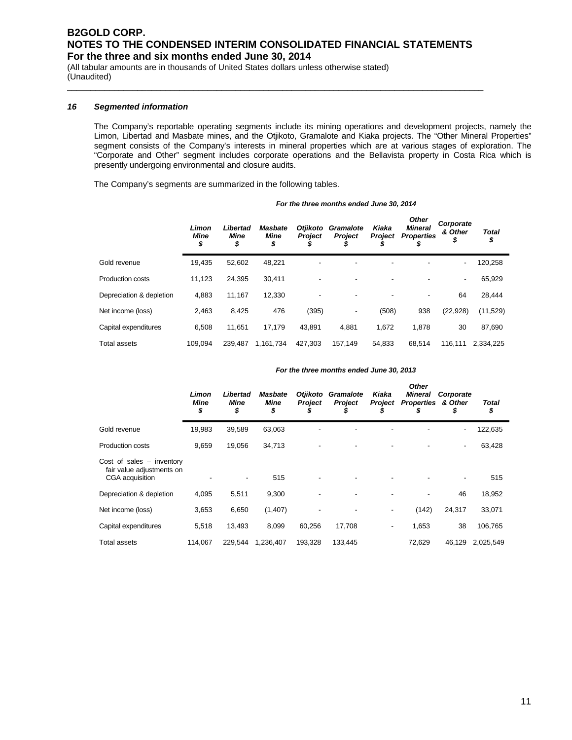# B2GOLD CORP.
# NOTES TO THE CONDENSED INTERIM CONSOLIDATED FINANCIAL STATEMENTS
## For the three and six months ended June 30, 2014

(All tabular amounts are in thousands of United States dollars unless otherwise stated)
(Unaudited)

### *16 Segmented information*

The Company's reportable operating segments include its mining operations and development projects, namely the Limon, Libertad and Masbate mines, and the Otjikoto, Gramalote and Kiaka projects. The "Other Mineral Properties" segment consists of the Company's interests in mineral properties which are at various stages of exploration. The "Corporate and Other" segment includes corporate operations and the Bellavista property in Costa Rica which is presently undergoing environmental and closure audits.

The Company's segments are summarized in the following tables.

***For the three months ended June 30, 2014***

| | Limon Mine $ | Libertad Mine $ | Masbate Mine $ | Otjikoto Project $ | Gramalote Project $ | Kiaka Project $ | Other Mineral Properties $ | Corporate & Other $ | Total $ |
|---|---|---|---|---|---|---|---|---|---|
| Gold revenue | 19,435 | 52,602 | 48,221 | - | - | - | - | - | 120,258 |
| Production costs | 11,123 | 24,395 | 30,411 | - | - | - | - | - | 65,929 |
| Depreciation & depletion | 4,883 | 11,167 | 12,330 | - | - | - | - | 64 | 28,444 |
| Net income (loss) | 2,463 | 8,425 | 476 | (395) | - | (508) | 938 | (22,928) | (11,529) |
| Capital expenditures | 6,508 | 11,651 | 17,179 | 43,891 | 4,881 | 1,672 | 1,878 | 30 | 87,690 |
| Total assets | 109,094 | 239,487 | 1,161,734 | 427,303 | 157,149 | 54,833 | 68,514 | 116,111 | 2,334,225 |

***For the three months ended June 30, 2013***

| | Limon Mine $ | Libertad Mine $ | Masbate Mine $ | Otjikoto Project $ | Gramalote Project $ | Kiaka Project $ | Other Mineral Properties $ | Corporate & Other $ | Total $ |
|---|---|---|---|---|---|---|---|---|---|
| Gold revenue | 19,983 | 39,589 | 63,063 | - | - | - | - | - | 122,635 |
| Production costs | 9,659 | 19,056 | 34,713 | - | - | - | - | - | 63,428 |
| Cost of sales – inventory fair value adjustments on CGA acquisition | - | - | 515 | - | - | - | - | - | 515 |
| Depreciation & depletion | 4,095 | 5,511 | 9,300 | - | - | - | - | 46 | 18,952 |
| Net income (loss) | 3,653 | 6,650 | (1,407) | - | - | - | (142) | 24,317 | 33,071 |
| Capital expenditures | 5,518 | 13,493 | 8,099 | 60,256 | 17,708 | - | 1,653 | 38 | 106,765 |
| Total assets | 114,067 | 229,544 | 1,236,407 | 193,328 | 133,445 | | 72,629 | 46,129 | 2,025,549 |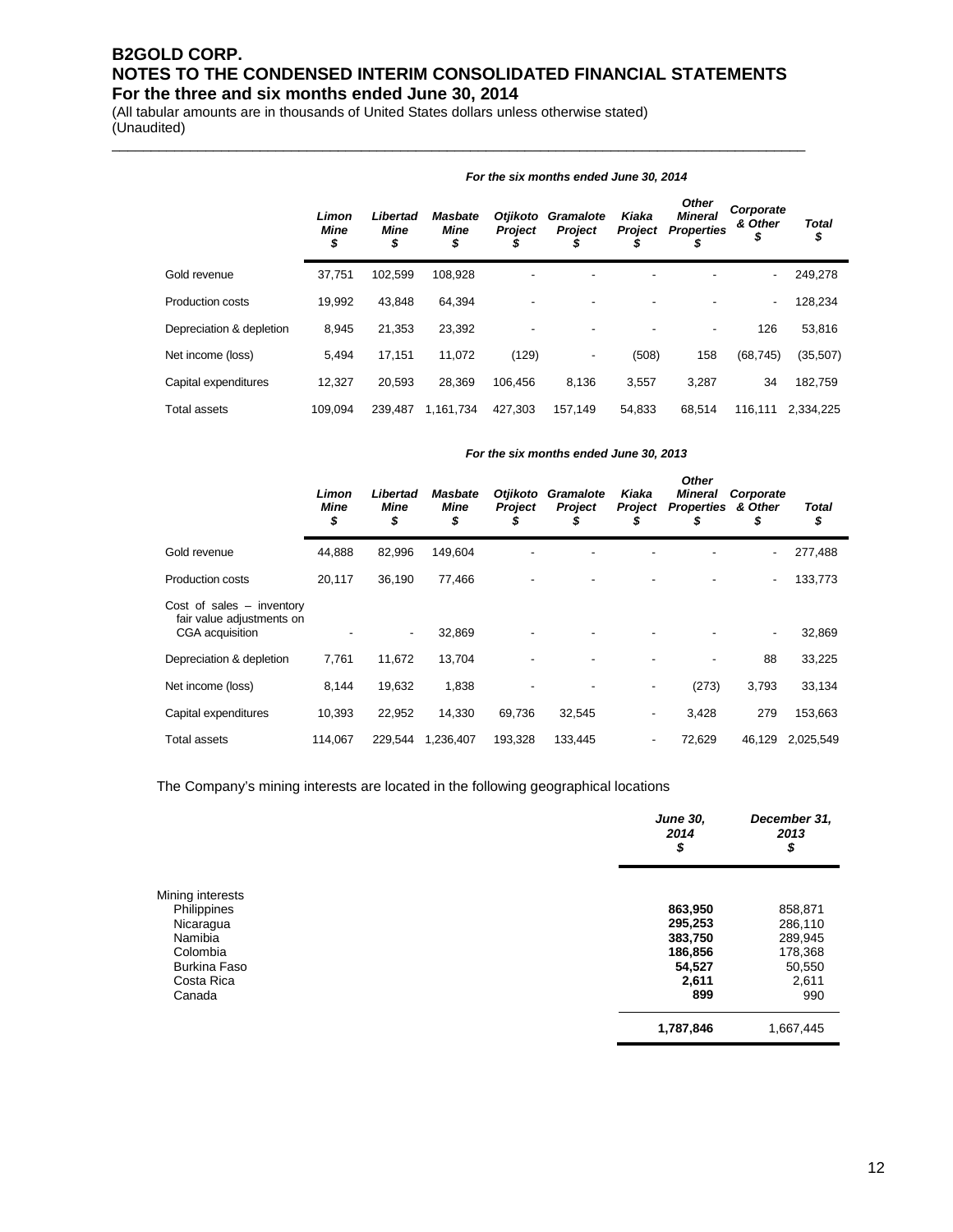# B2GOLD CORP.
# NOTES TO THE CONDENSED INTERIM CONSOLIDATED FINANCIAL STATEMENTS
## For the three and six months ended June 30, 2014

(All tabular amounts are in thousands of United States dollars unless otherwise stated)
(Unaudited)

*For the six months ended June 30, 2014*

| | *Limon Mine* $ | *Libertad Mine* $ | *Masbate Mine* $ | *Otjikoto Project* $ | *Gramalote Project* $ | *Kiaka Project* $ | *Other Mineral Properties* $ | *Corporate & Other* $ | *Total* $ |
|---|---|---|---|---|---|---|---|---|---|
| Gold revenue | 37,751 | 102,599 | 108,928 | - | - | - | - | - | 249,278 |
| Production costs | 19,992 | 43,848 | 64,394 | - | - | - | - | - | 128,234 |
| Depreciation & depletion | 8,945 | 21,353 | 23,392 | - | - | - | - | 126 | 53,816 |
| Net income (loss) | 5,494 | 17,151 | 11,072 | (129) | - | (508) | 158 | (68,745) | (35,507) |
| Capital expenditures | 12,327 | 20,593 | 28,369 | 106,456 | 8,136 | 3,557 | 3,287 | 34 | 182,759 |
| Total assets | 109,094 | 239,487 | 1,161,734 | 427,303 | 157,149 | 54,833 | 68,514 | 116,111 | 2,334,225 |

*For the six months ended June 30, 2013*

| | *Limon Mine* $ | *Libertad Mine* $ | *Masbate Mine* $ | *Otjikoto Project* $ | *Gramalote Project* $ | *Kiaka Project* $ | *Other Mineral Properties* $ | *Corporate & Other* $ | *Total* $ |
|---|---|---|---|---|---|---|---|---|---|
| Gold revenue | 44,888 | 82,996 | 149,604 | - | - | - | - | - | 277,488 |
| Production costs | 20,117 | 36,190 | 77,466 | - | - | - | - | - | 133,773 |
| Cost of sales – inventory fair value adjustments on CGA acquisition | - | - | 32,869 | - | - | - | - | - | 32,869 |
| Depreciation & depletion | 7,761 | 11,672 | 13,704 | - | - | - | - | 88 | 33,225 |
| Net income (loss) | 8,144 | 19,632 | 1,838 | - | - | - | (273) | 3,793 | 33,134 |
| Capital expenditures | 10,393 | 22,952 | 14,330 | 69,736 | 32,545 | - | 3,428 | 279 | 153,663 |
| Total assets | 114,067 | 229,544 | 1,236,407 | 193,328 | 133,445 | - | 72,629 | 46,129 | 2,025,549 |

The Company's mining interests are located in the following geographical locations

| | *June 30, 2014* $ | *December 31, 2013* $ |
|---|---|---|
| Mining interests | | |
| Philippines | **863,950** | 858,871 |
| Nicaragua | **295,253** | 286,110 |
| Namibia | **383,750** | 289,945 |
| Colombia | **186,856** | 178,368 |
| Burkina Faso | **54,527** | 50,550 |
| Costa Rica | **2,611** | 2,611 |
| Canada | **899** | 990 |
| | **1,787,846** | 1,667,445 |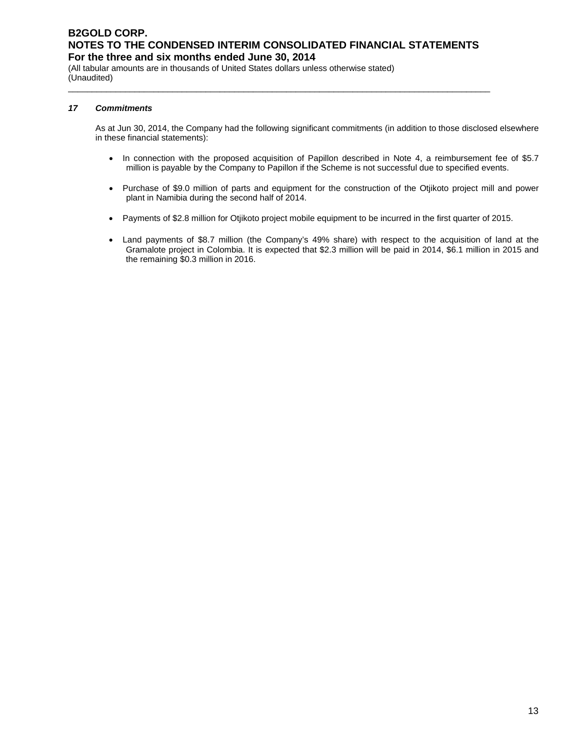## 17 Commitments

As at Jun 30, 2014, the Company had the following significant commitments (in addition to those disclosed elsewhere in these financial statements):

- In connection with the proposed acquisition of Papillon described in Note 4, a reimbursement fee of $5.7 million is payable by the Company to Papillon if the Scheme is not successful due to specified events.
- Purchase of $9.0 million of parts and equipment for the construction of the Otjikoto project mill and power plant in Namibia during the second half of 2014.
- Payments of $2.8 million for Otjikoto project mobile equipment to be incurred in the first quarter of 2015.
- Land payments of $8.7 million (the Company's 49% share) with respect to the acquisition of land at the Gramalote project in Colombia. It is expected that $2.3 million will be paid in 2014, $6.1 million in 2015 and the remaining $0.3 million in 2016.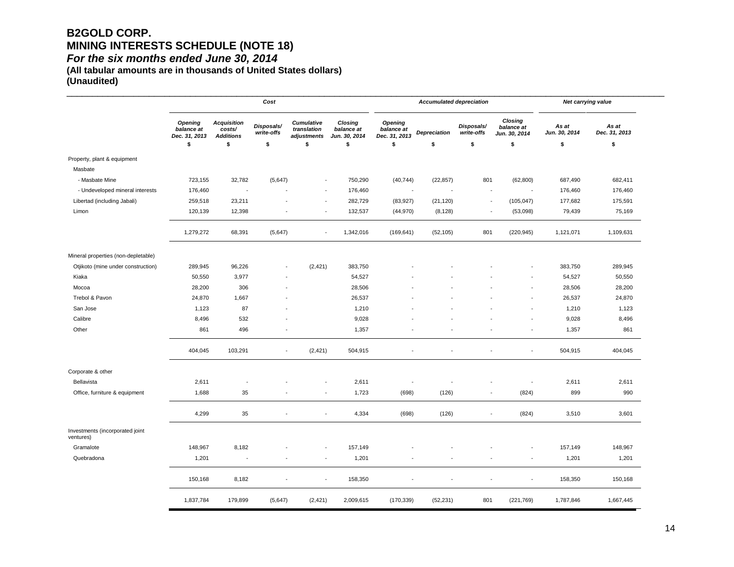# B2GOLD CORP.
# MINING INTERESTS SCHEDULE (NOTE 18)
## *For the six months ended June 30, 2014*
**(All tabular amounts are in thousands of United States dollars)**
**(Unaudited)**

| | Cost | | | | | Accumulated depreciation | | | | Net carrying value | |
|---|---|---|---|---|---|---|---|---|---|---|---|
| | *Opening balance at Dec. 31, 2013* | *Acquisition costs/ Additions* | *Disposals/ write-offs* | *Cumulative translation adjustments* | *Closing balance at Jun. 30, 2014* | *Opening balance at Dec. 31, 2013* | *Depreciation* | *Disposals/ write-offs* | *Closing balance at Jun. 30, 2014* | *As at Jun. 30, 2014* | *As at Dec. 31, 2013* |
| | $ | $ | $ | $ | $ | $ | $ | $ | $ | $ | $ |
| Property, plant & equipment | | | | | | | | | | | |
| Masbate | | | | | | | | | | | |
| - Masbate Mine | 723,155 | 32,782 | (5,647) | - | 750,290 | (40,744) | (22,857) | 801 | (62,800) | 687,490 | 682,411 |
| - Undeveloped mineral interests | 176,460 | - | - | - | 176,460 | - | - | - | - | 176,460 | 176,460 |
| Libertad (including Jabali) | 259,518 | 23,211 | - | - | 282,729 | (83,927) | (21,120) | - | (105,047) | 177,682 | 175,591 |
| Limon | 120,139 | 12,398 | - | - | 132,537 | (44,970) | (8,128) | - | (53,098) | 79,439 | 75,169 |
| | 1,279,272 | 68,391 | (5,647) | - | 1,342,016 | (169,641) | (52,105) | 801 | (220,945) | 1,121,071 | 1,109,631 |
| Mineral properties (non-depletable) | | | | | | | | | | | |
| Otjikoto (mine under construction) | 289,945 | 96,226 | - | (2,421) | 383,750 | - | - | - | - | 383,750 | 289,945 |
| Kiaka | 50,550 | 3,977 | - | | 54,527 | - | - | - | - | 54,527 | 50,550 |
| Mocoa | 28,200 | 306 | - | | 28,506 | - | - | - | - | 28,506 | 28,200 |
| Trebol & Pavon | 24,870 | 1,667 | - | | 26,537 | - | - | - | - | 26,537 | 24,870 |
| San Jose | 1,123 | 87 | - | | 1,210 | - | - | - | - | 1,210 | 1,123 |
| Calibre | 8,496 | 532 | - | | 9,028 | - | - | - | - | 9,028 | 8,496 |
| Other | 861 | 496 | - | | 1,357 | - | - | - | - | 1,357 | 861 |
| | 404,045 | 103,291 | - | (2,421) | 504,915 | - | - | - | - | 504,915 | 404,045 |
| Corporate & other | | | | | | | | | | | |
| Bellavista | 2,611 | - | - | - | 2,611 | - | - | - | - | 2,611 | 2,611 |
| Office, furniture & equipment | 1,688 | 35 | - | - | 1,723 | (698) | (126) | - | (824) | 899 | 990 |
| | 4,299 | 35 | - | - | 4,334 | (698) | (126) | - | (824) | 3,510 | 3,601 |
| Investments (incorporated joint ventures) | | | | | | | | | | | |
| Gramalote | 148,967 | 8,182 | - | - | 157,149 | - | - | - | - | 157,149 | 148,967 |
| Quebradona | 1,201 | - | - | - | 1,201 | - | - | - | - | 1,201 | 1,201 |
| | 150,168 | 8,182 | - | - | 158,350 | - | - | - | - | 158,350 | 150,168 |
| | 1,837,784 | 179,899 | (5,647) | (2,421) | 2,009,615 | (170,339) | (52,231) | 801 | (221,769) | 1,787,846 | 1,667,445 |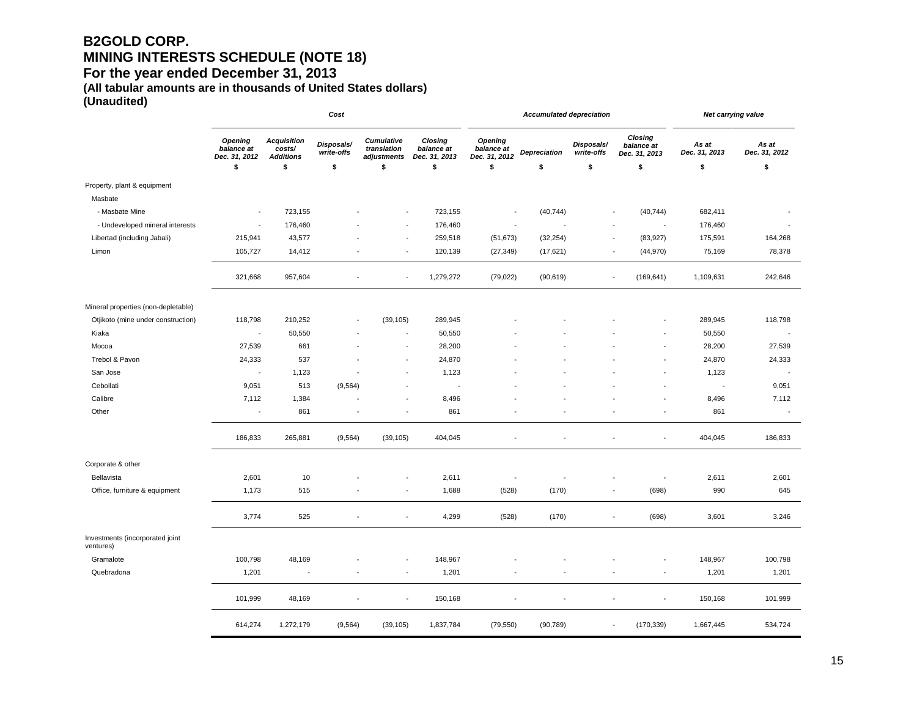# B2GOLD CORP.
# MINING INTERESTS SCHEDULE (NOTE 18)
## For the year ended December 31, 2013
### (All tabular amounts are in thousands of United States dollars)
### (Unaudited)

| | *Cost* | | | | | *Accumulated depreciation* | | | | *Net carrying value* | |
|---|---|---|---|---|---|---|---|---|---|---|---|
| | ***Opening balance at Dec. 31, 2012*** | ***Acquisition costs/ Additions*** | ***Disposals/ write-offs*** | ***Cumulative translation adjustments*** | ***Closing balance at Dec. 31, 2013*** | ***Opening balance at Dec. 31, 2012*** | ***Depreciation*** | ***Disposals/ write-offs*** | ***Closing balance at Dec. 31, 2013*** | ***As at Dec. 31, 2013*** | ***As at Dec. 31, 2012*** |
| | **$** | **$** | **$** | **$** | **$** | **$** | **$** | **$** | **$** | **$** | **$** |
| Property, plant & equipment | | | | | | | | | | | |
| Masbate | | | | | | | | | | | |
| - Masbate Mine | - | 723,155 | - | - | 723,155 | - | (40,744) | - | (40,744) | 682,411 | - |
| - Undeveloped mineral interests | - | 176,460 | - | - | 176,460 | - | - | - | - | 176,460 | - |
| Libertad (including Jabali) | 215,941 | 43,577 | - | - | 259,518 | (51,673) | (32,254) | - | (83,927) | 175,591 | 164,268 |
| Limon | 105,727 | 14,412 | - | - | 120,139 | (27,349) | (17,621) | - | (44,970) | 75,169 | 78,378 |
| | 321,668 | 957,604 | - | - | 1,279,272 | (79,022) | (90,619) | - | (169,641) | 1,109,631 | 242,646 |
| Mineral properties (non-depletable) | | | | | | | | | | | |
| Otjikoto (mine under construction) | 118,798 | 210,252 | - | (39,105) | 289,945 | - | - | - | - | 289,945 | 118,798 |
| Kiaka | - | 50,550 | - | - | 50,550 | - | - | - | - | 50,550 | - |
| Mocoa | 27,539 | 661 | - | - | 28,200 | - | - | - | - | 28,200 | 27,539 |
| Trebol & Pavon | 24,333 | 537 | - | - | 24,870 | - | - | - | - | 24,870 | 24,333 |
| San Jose | - | 1,123 | - | - | 1,123 | - | - | - | - | 1,123 | - |
| Cebollati | 9,051 | 513 | (9,564) | - | - | - | - | - | - | - | 9,051 |
| Calibre | 7,112 | 1,384 | - | - | 8,496 | - | - | - | - | 8,496 | 7,112 |
| Other | - | 861 | - | - | 861 | - | - | - | - | 861 | - |
| | 186,833 | 265,881 | (9,564) | (39,105) | 404,045 | - | - | - | - | 404,045 | 186,833 |
| Corporate & other | | | | | | | | | | | |
| Bellavista | 2,601 | 10 | - | - | 2,611 | - | - | - | - | 2,611 | 2,601 |
| Office, furniture & equipment | 1,173 | 515 | - | - | 1,688 | (528) | (170) | - | (698) | 990 | 645 |
| | 3,774 | 525 | - | - | 4,299 | (528) | (170) | - | (698) | 3,601 | 3,246 |
| Investments (incorporated joint ventures) | | | | | | | | | | | |
| Gramalote | 100,798 | 48,169 | - | - | 148,967 | - | - | - | - | 148,967 | 100,798 |
| Quebradona | 1,201 | - | - | - | 1,201 | - | - | - | - | 1,201 | 1,201 |
| | 101,999 | 48,169 | - | - | 150,168 | - | - | - | - | 150,168 | 101,999 |
| | 614,274 | 1,272,179 | (9,564) | (39,105) | 1,837,784 | (79,550) | (90,789) | - | (170,339) | 1,667,445 | 534,724 |